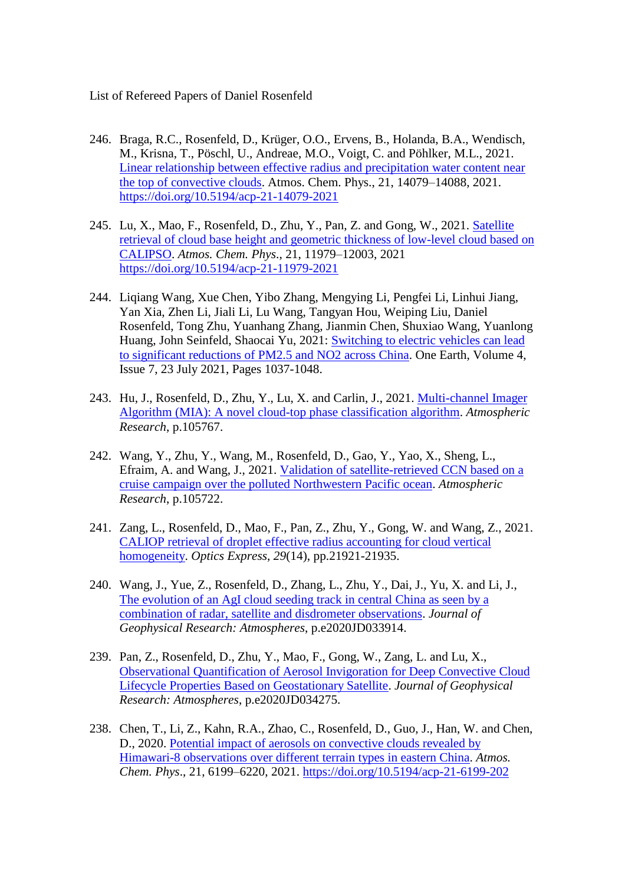List of Refereed Papers of Daniel Rosenfeld

246. Braga, R.C., Rosenfeld, D., Krüger, O.O., Ervens, B., Holanda, B.A., Wendisch, M., Krisna, T., Pöschl, U., Andreae, M.O., Voigt, C. and Pöhlker, M.L., 2021. Linear relationship between effective radius and precipitation water content near the top of convective clouds. Atmos. Chem. Phys., 21, 14079–14088, 2021. https://doi.org/10.5194/acp-21-14079-2021

245. Lu, X., Mao, F., Rosenfeld, D., Zhu, Y., Pan, Z. and Gong, W., 2021. Satellite retrieval of cloud base height and geometric thickness of low-level cloud based on CALIPSO. *Atmos. Chem. Phys*., 21, 11979–12003, 2021 https://doi.org/10.5194/acp-21-11979-2021

244. Liqiang Wang, Xue Chen, Yibo Zhang, Mengying Li, Pengfei Li, Linhui Jiang, Yan Xia, Zhen Li, Jiali Li, Lu Wang, Tangyan Hou, Weiping Liu, Daniel Rosenfeld, Tong Zhu, Yuanhang Zhang, Jianmin Chen, Shuxiao Wang, Yuanlong Huang, John Seinfeld, Shaocai Yu, 2021: Switching to electric vehicles can lead to significant reductions of PM2.5 and NO2 across China. One Earth, Volume 4, Issue 7, 23 July 2021, Pages 1037-1048.

243. Hu, J., Rosenfeld, D., Zhu, Y., Lu, X. and Carlin, J., 2021. Multi-channel Imager Algorithm (MIA): A novel cloud-top phase classification algorithm. *Atmospheric Research*, p.105767.

242. Wang, Y., Zhu, Y., Wang, M., Rosenfeld, D., Gao, Y., Yao, X., Sheng, L., Efraim, A. and Wang, J., 2021. Validation of satellite-retrieved CCN based on a cruise campaign over the polluted Northwestern Pacific ocean. *Atmospheric Research*, p.105722.

241. Zang, L., Rosenfeld, D., Mao, F., Pan, Z., Zhu, Y., Gong, W. and Wang, Z., 2021. CALIOP retrieval of droplet effective radius accounting for cloud vertical homogeneity. *Optics Express*, *29*(14), pp.21921-21935.

240. Wang, J., Yue, Z., Rosenfeld, D., Zhang, L., Zhu, Y., Dai, J., Yu, X. and Li, J., The evolution of an AgI cloud seeding track in central China as seen by a combination of radar, satellite and disdrometer observations. *Journal of Geophysical Research: Atmospheres*, p.e2020JD033914.

239. Pan, Z., Rosenfeld, D., Zhu, Y., Mao, F., Gong, W., Zang, L. and Lu, X., Observational Quantification of Aerosol Invigoration for Deep Convective Cloud Lifecycle Properties Based on Geostationary Satellite. *Journal of Geophysical Research: Atmospheres*, p.e2020JD034275.

238. Chen, T., Li, Z., Kahn, R.A., Zhao, C., Rosenfeld, D., Guo, J., Han, W. and Chen, D., 2020. Potential impact of aerosols on convective clouds revealed by Himawari-8 observations over different terrain types in eastern China. *Atmos. Chem. Phys*., 21, 6199–6220, 2021. https://doi.org/10.5194/acp-21-6199-202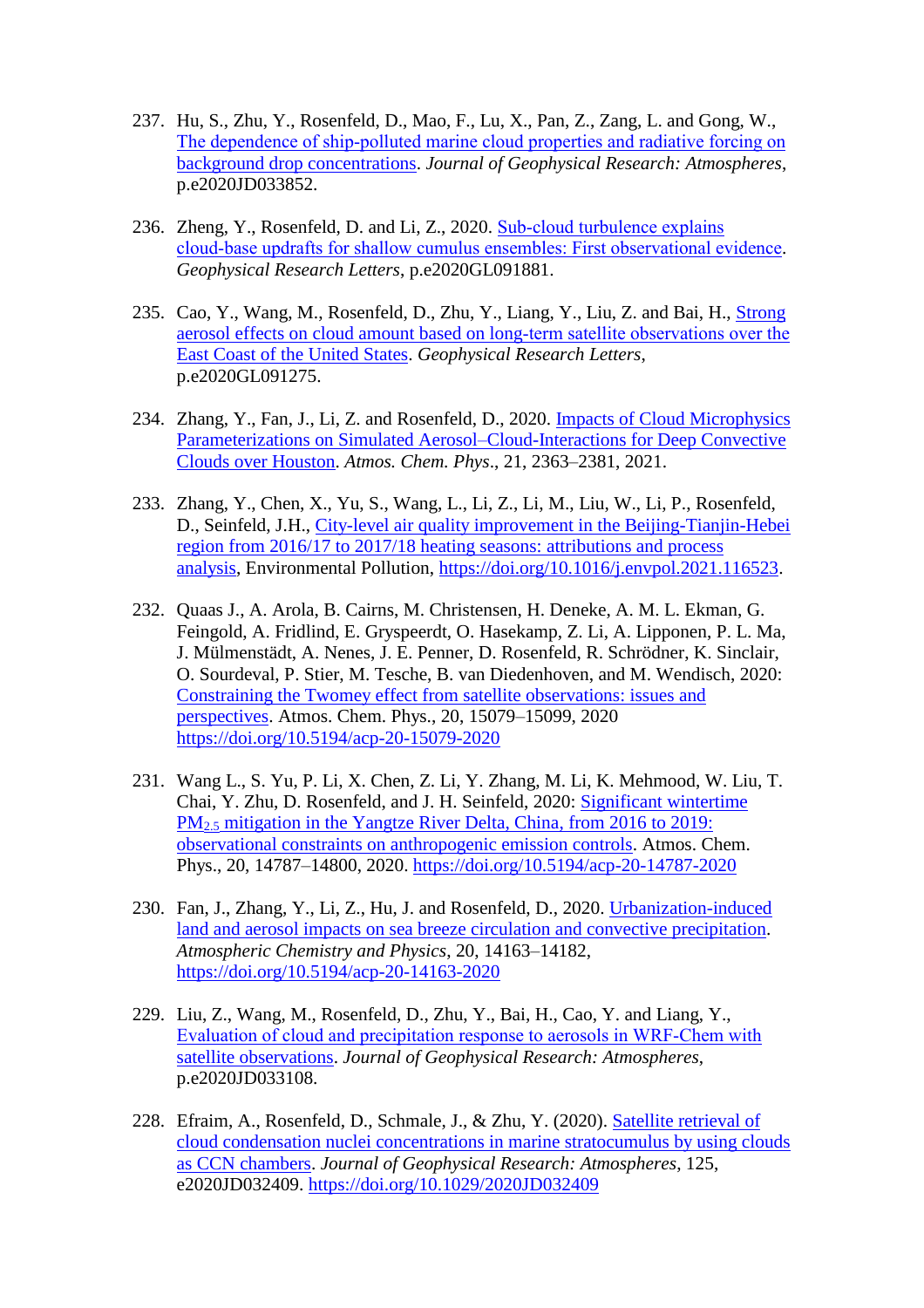237. Hu, S., Zhu, Y., Rosenfeld, D., Mao, F., Lu, X., Pan, Z., Zang, L. and Gong, W., The dependence of ship-polluted marine cloud properties and radiative forcing on background drop concentrations. *Journal of Geophysical Research: Atmospheres*, p.e2020JD033852.

236. Zheng, Y., Rosenfeld, D. and Li, Z., 2020. Sub-cloud turbulence explains cloud-base updrafts for shallow cumulus ensembles: First observational evidence. *Geophysical Research Letters*, p.e2020GL091881.

235. Cao, Y., Wang, M., Rosenfeld, D., Zhu, Y., Liang, Y., Liu, Z. and Bai, H., Strong aerosol effects on cloud amount based on long-term satellite observations over the East Coast of the United States. *Geophysical Research Letters*, p.e2020GL091275.

234. Zhang, Y., Fan, J., Li, Z. and Rosenfeld, D., 2020. Impacts of Cloud Microphysics Parameterizations on Simulated Aerosol–Cloud-Interactions for Deep Convective Clouds over Houston. *Atmos. Chem. Phys*., 21, 2363–2381, 2021.

233. Zhang, Y., Chen, X., Yu, S., Wang, L., Li, Z., Li, M., Liu, W., Li, P., Rosenfeld, D., Seinfeld, J.H., City-level air quality improvement in the Beijing-Tianjin-Hebei region from 2016/17 to 2017/18 heating seasons: attributions and process analysis, Environmental Pollution, https://doi.org/10.1016/j.envpol.2021.116523.

232. Quaas J., A. Arola, B. Cairns, M. Christensen, H. Deneke, A. M. L. Ekman, G. Feingold, A. Fridlind, E. Gryspeerdt, O. Hasekamp, Z. Li, A. Lipponen, P. L. Ma, J. Mülmenstädt, A. Nenes, J. E. Penner, D. Rosenfeld, R. Schrödner, K. Sinclair, O. Sourdeval, P. Stier, M. Tesche, B. van Diedenhoven, and M. Wendisch, 2020: Constraining the Twomey effect from satellite observations: issues and perspectives. Atmos. Chem. Phys., 20, 15079–15099, 2020 https://doi.org/10.5194/acp-20-15079-2020

231. Wang L., S. Yu, P. Li, X. Chen, Z. Li, Y. Zhang, M. Li, K. Mehmood, W. Liu, T. Chai, Y. Zhu, D. Rosenfeld, and J. H. Seinfeld, 2020: Significant wintertime $PM_{2.5}$ mitigation in the Yangtze River Delta, China, from 2016 to 2019: observational constraints on anthropogenic emission controls. Atmos. Chem. Phys., 20, 14787–14800, 2020. https://doi.org/10.5194/acp-20-14787-2020

230. Fan, J., Zhang, Y., Li, Z., Hu, J. and Rosenfeld, D., 2020. Urbanization-induced land and aerosol impacts on sea breeze circulation and convective precipitation. *Atmospheric Chemistry and Physics*, 20, 14163–14182, https://doi.org/10.5194/acp-20-14163-2020

229. Liu, Z., Wang, M., Rosenfeld, D., Zhu, Y., Bai, H., Cao, Y. and Liang, Y., Evaluation of cloud and precipitation response to aerosols in WRF-Chem with satellite observations. *Journal of Geophysical Research: Atmospheres*, p.e2020JD033108.

228. Efraim, A., Rosenfeld, D., Schmale, J., & Zhu, Y. (2020). Satellite retrieval of cloud condensation nuclei concentrations in marine stratocumulus by using clouds as CCN chambers. *Journal of Geophysical Research: Atmospheres*, 125, e2020JD032409. https://doi.org/10.1029/2020JD032409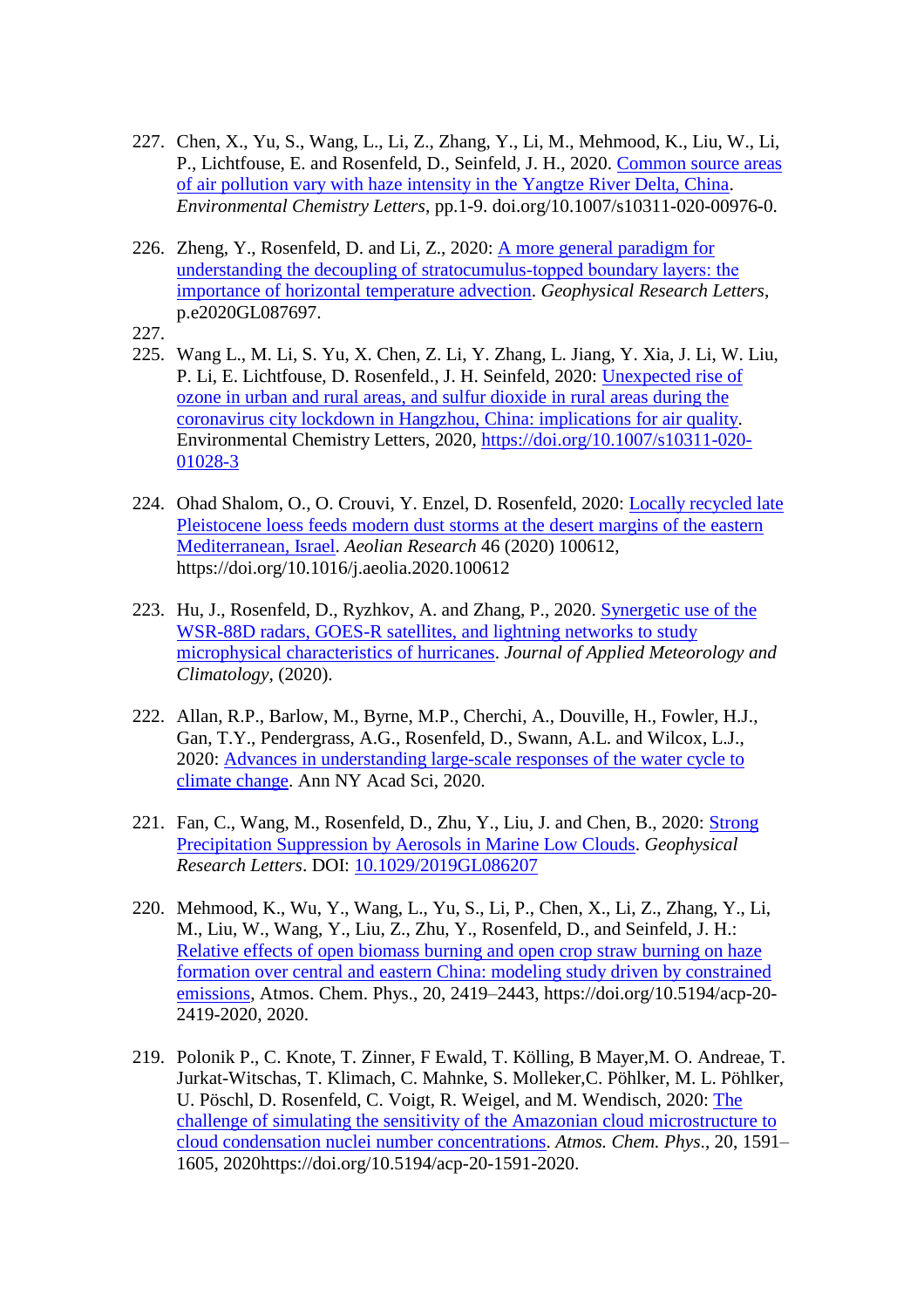227. Chen, X., Yu, S., Wang, L., Li, Z., Zhang, Y., Li, M., Mehmood, K., Liu, W., Li, P., Lichtfouse, E. and Rosenfeld, D., Seinfeld, J. H., 2020. Common source areas of air pollution vary with haze intensity in the Yangtze River Delta, China. *Environmental Chemistry Letters*, pp.1-9. doi.org/10.1007/s10311-020-00976-0.

226. Zheng, Y., Rosenfeld, D. and Li, Z., 2020: A more general paradigm for understanding the decoupling of stratocumulus-topped boundary layers: the importance of horizontal temperature advection. *Geophysical Research Letters*, p.e2020GL087697.

227.

225. Wang L., M. Li, S. Yu, X. Chen, Z. Li, Y. Zhang, L. Jiang, Y. Xia, J. Li, W. Liu, P. Li, E. Lichtfouse, D. Rosenfeld., J. H. Seinfeld, 2020: Unexpected rise of ozone in urban and rural areas, and sulfur dioxide in rural areas during the coronavirus city lockdown in Hangzhou, China: implications for air quality. Environmental Chemistry Letters, 2020, https://doi.org/10.1007/s10311-020-01028-3

224. Ohad Shalom, O., O. Crouvi, Y. Enzel, D. Rosenfeld, 2020: Locally recycled late Pleistocene loess feeds modern dust storms at the desert margins of the eastern Mediterranean, Israel. *Aeolian Research* 46 (2020) 100612, https://doi.org/10.1016/j.aeolia.2020.100612

223. Hu, J., Rosenfeld, D., Ryzhkov, A. and Zhang, P., 2020. Synergetic use of the WSR-88D radars, GOES-R satellites, and lightning networks to study microphysical characteristics of hurricanes. *Journal of Applied Meteorology and Climatology*, (2020).

222. Allan, R.P., Barlow, M., Byrne, M.P., Cherchi, A., Douville, H., Fowler, H.J., Gan, T.Y., Pendergrass, A.G., Rosenfeld, D., Swann, A.L. and Wilcox, L.J., 2020: Advances in understanding large-scale responses of the water cycle to climate change. Ann NY Acad Sci, 2020.

221. Fan, C., Wang, M., Rosenfeld, D., Zhu, Y., Liu, J. and Chen, B., 2020: Strong Precipitation Suppression by Aerosols in Marine Low Clouds. *Geophysical Research Letters*. DOI: 10.1029/2019GL086207

220. Mehmood, K., Wu, Y., Wang, L., Yu, S., Li, P., Chen, X., Li, Z., Zhang, Y., Li, M., Liu, W., Wang, Y., Liu, Z., Zhu, Y., Rosenfeld, D., and Seinfeld, J. H.: Relative effects of open biomass burning and open crop straw burning on haze formation over central and eastern China: modeling study driven by constrained emissions, Atmos. Chem. Phys., 20, 2419–2443, https://doi.org/10.5194/acp-20-2419-2020, 2020.

219. Polonik P., C. Knote, T. Zinner, F Ewald, T. Kölling, B Mayer,M. O. Andreae, T. Jurkat-Witschas, T. Klimach, C. Mahnke, S. Molleker,C. Pöhlker, M. L. Pöhlker, U. Pöschl, D. Rosenfeld, C. Voigt, R. Weigel, and M. Wendisch, 2020: The challenge of simulating the sensitivity of the Amazonian cloud microstructure to cloud condensation nuclei number concentrations. *Atmos. Chem. Phys.*, 20, 1591–1605, 2020https://doi.org/10.5194/acp-20-1591-2020.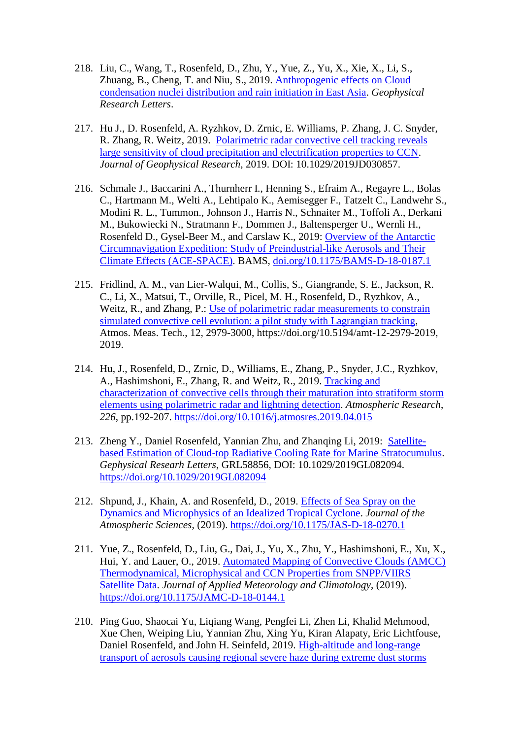218. Liu, C., Wang, T., Rosenfeld, D., Zhu, Y., Yue, Z., Yu, X., Xie, X., Li, S., Zhuang, B., Cheng, T. and Niu, S., 2019. Anthropogenic effects on Cloud condensation nuclei distribution and rain initiation in East Asia. *Geophysical Research Letters*.

217. Hu J., D. Rosenfeld, A. Ryzhkov, D. Zrnic, E. Williams, P. Zhang, J. C. Snyder, R. Zhang, R. Weitz, 2019. Polarimetric radar convective cell tracking reveals large sensitivity of cloud precipitation and electrification properties to CCN. *Journal of Geophysical Research*, 2019. DOI: 10.1029/2019JD030857.

216. Schmale J., Baccarini A., Thurnherr I., Henning S., Efraim A., Regayre L., Bolas C., Hartmann M., Welti A., Lehtipalo K., Aemisegger F., Tatzelt C., Landwehr S., Modini R. L., Tummon., Johnson J., Harris N., Schnaiter M., Toffoli A., Derkani M., Bukowiecki N., Stratmann F., Dommen J., Baltensperger U., Wernli H., Rosenfeld D., Gysel-Beer M., and Carslaw K., 2019: Overview of the Antarctic Circumnavigation Expedition: Study of Preindustrial-like Aerosols and Their Climate Effects (ACE-SPACE). BAMS, doi.org/10.1175/BAMS-D-18-0187.1

215. Fridlind, A. M., van Lier-Walqui, M., Collis, S., Giangrande, S. E., Jackson, R. C., Li, X., Matsui, T., Orville, R., Picel, M. H., Rosenfeld, D., Ryzhkov, A., Weitz, R., and Zhang, P.: Use of polarimetric radar measurements to constrain simulated convective cell evolution: a pilot study with Lagrangian tracking, Atmos. Meas. Tech., 12, 2979-3000, https://doi.org/10.5194/amt-12-2979-2019, 2019.

214. Hu, J., Rosenfeld, D., Zrnic, D., Williams, E., Zhang, P., Snyder, J.C., Ryzhkov, A., Hashimshoni, E., Zhang, R. and Weitz, R., 2019. Tracking and characterization of convective cells through their maturation into stratiform storm elements using polarimetric radar and lightning detection. *Atmospheric Research*, *226*, pp.192-207. https://doi.org/10.1016/j.atmosres.2019.04.015

213. Zheng Y., Daniel Rosenfeld, Yannian Zhu, and Zhanqing Li, 2019: Satellite-based Estimation of Cloud-top Radiative Cooling Rate for Marine Stratocumulus. *Gephysical Researh Letters*, GRL58856, DOI: 10.1029/2019GL082094. https://doi.org/10.1029/2019GL082094

212. Shpund, J., Khain, A. and Rosenfeld, D., 2019. Effects of Sea Spray on the Dynamics and Microphysics of an Idealized Tropical Cyclone. *Journal of the Atmospheric Sciences*, (2019). https://doi.org/10.1175/JAS-D-18-0270.1

211. Yue, Z., Rosenfeld, D., Liu, G., Dai, J., Yu, X., Zhu, Y., Hashimshoni, E., Xu, X., Hui, Y. and Lauer, O., 2019. Automated Mapping of Convective Clouds (AMCC) Thermodynamical, Microphysical and CCN Properties from SNPP/VIIRS Satellite Data. *Journal of Applied Meteorology and Climatology*, (2019). https://doi.org/10.1175/JAMC-D-18-0144.1

210. Ping Guo, Shaocai Yu, Liqiang Wang, Pengfei Li, Zhen Li, Khalid Mehmood, Xue Chen, Weiping Liu, Yannian Zhu, Xing Yu, Kiran Alapaty, Eric Lichtfouse, Daniel Rosenfeld, and John H. Seinfeld, 2019. High-altitude and long-range transport of aerosols causing regional severe haze during extreme dust storms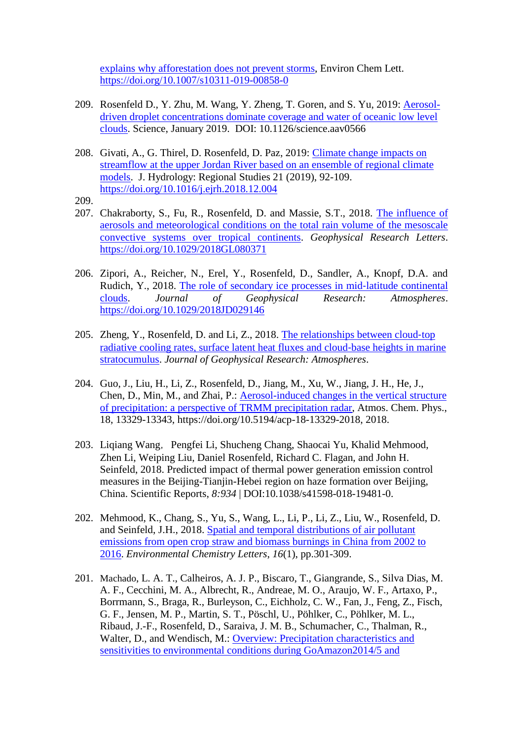explains why afforestation does not prevent storms, Environ Chem Lett. https://doi.org/10.1007/s10311-019-00858-0

209. Rosenfeld D., Y. Zhu, M. Wang, Y. Zheng, T. Goren, and S. Yu, 2019: Aerosol-driven droplet concentrations dominate coverage and water of oceanic low level clouds. Science, January 2019. DOI: 10.1126/science.aav0566

208. Givati, A., G. Thirel, D. Rosenfeld, D. Paz, 2019: Climate change impacts on streamflow at the upper Jordan River based on an ensemble of regional climate models. J. Hydrology: Regional Studies 21 (2019), 92-109. https://doi.org/10.1016/j.ejrh.2018.12.004

209.

207. Chakraborty, S., Fu, R., Rosenfeld, D. and Massie, S.T., 2018. The influence of aerosols and meteorological conditions on the total rain volume of the mesoscale convective systems over tropical continents. *Geophysical Research Letters*. https://doi.org/10.1029/2018GL080371

206. Zipori, A., Reicher, N., Erel, Y., Rosenfeld, D., Sandler, A., Knopf, D.A. and Rudich, Y., 2018. The role of secondary ice processes in mid-latitude continental clouds. *Journal of Geophysical Research: Atmospheres*. https://doi.org/10.1029/2018JD029146

205. Zheng, Y., Rosenfeld, D. and Li, Z., 2018. The relationships between cloud-top radiative cooling rates, surface latent heat fluxes and cloud-base heights in marine stratocumulus. *Journal of Geophysical Research: Atmospheres*.

204. Guo, J., Liu, H., Li, Z., Rosenfeld, D., Jiang, M., Xu, W., Jiang, J. H., He, J., Chen, D., Min, M., and Zhai, P.: Aerosol-induced changes in the vertical structure of precipitation: a perspective of TRMM precipitation radar, Atmos. Chem. Phys., 18, 13329-13343, https://doi.org/10.5194/acp-18-13329-2018, 2018.

203. Liqiang Wang, Pengfei Li, Shucheng Chang, Shaocai Yu, Khalid Mehmood, Zhen Li, Weiping Liu, Daniel Rosenfeld, Richard C. Flagan, and John H. Seinfeld, 2018. Predicted impact of thermal power generation emission control measures in the Beijing-Tianjin-Hebei region on haze formation over Beijing, China. Scientific Reports, *8:934* | DOI:10.1038/s41598-018-19481-0.

202. Mehmood, K., Chang, S., Yu, S., Wang, L., Li, P., Li, Z., Liu, W., Rosenfeld, D. and Seinfeld, J.H., 2018. Spatial and temporal distributions of air pollutant emissions from open crop straw and biomass burnings in China from 2002 to 2016. *Environmental Chemistry Letters*, *16*(1), pp.301-309.

201. Machado, L. A. T., Calheiros, A. J. P., Biscaro, T., Giangrande, S., Silva Dias, M. A. F., Cecchini, M. A., Albrecht, R., Andreae, M. O., Araujo, W. F., Artaxo, P., Borrmann, S., Braga, R., Burleyson, C., Eichholz, C. W., Fan, J., Feng, Z., Fisch, G. F., Jensen, M. P., Martin, S. T., Pöschl, U., Pöhlker, C., Pöhlker, M. L., Ribaud, J.-F., Rosenfeld, D., Saraiva, J. M. B., Schumacher, C., Thalman, R., Walter, D., and Wendisch, M.: Overview: Precipitation characteristics and sensitivities to environmental conditions during GoAmazon2014/5 and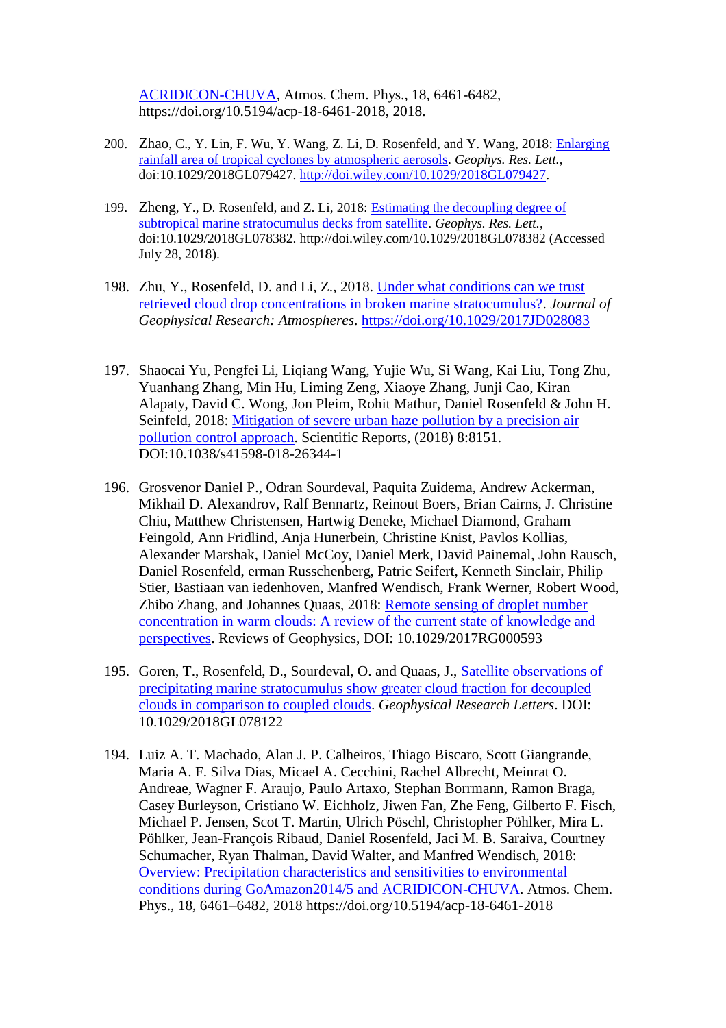ACRIDICON-CHUVA, Atmos. Chem. Phys., 18, 6461-6482, https://doi.org/10.5194/acp-18-6461-2018, 2018.

200. Zhao, C., Y. Lin, F. Wu, Y. Wang, Z. Li, D. Rosenfeld, and Y. Wang, 2018: Enlarging rainfall area of tropical cyclones by atmospheric aerosols. *Geophys. Res. Lett.*, doi:10.1029/2018GL079427. http://doi.wiley.com/10.1029/2018GL079427.

199. Zheng, Y., D. Rosenfeld, and Z. Li, 2018: Estimating the decoupling degree of subtropical marine stratocumulus decks from satellite. *Geophys. Res. Lett.*, doi:10.1029/2018GL078382. http://doi.wiley.com/10.1029/2018GL078382 (Accessed July 28, 2018).

198. Zhu, Y., Rosenfeld, D. and Li, Z., 2018. Under what conditions can we trust retrieved cloud drop concentrations in broken marine stratocumulus?. *Journal of Geophysical Research: Atmospheres*. https://doi.org/10.1029/2017JD028083

197. Shaocai Yu, Pengfei Li, Liqiang Wang, Yujie Wu, Si Wang, Kai Liu, Tong Zhu, Yuanhang Zhang, Min Hu, Liming Zeng, Xiaoye Zhang, Junji Cao, Kiran Alapaty, David C. Wong, Jon Pleim, Rohit Mathur, Daniel Rosenfeld & John H. Seinfeld, 2018: Mitigation of severe urban haze pollution by a precision air pollution control approach. Scientific Reports, (2018) 8:8151. DOI:10.1038/s41598-018-26344-1

196. Grosvenor Daniel P., Odran Sourdeval, Paquita Zuidema, Andrew Ackerman, Mikhail D. Alexandrov, Ralf Bennartz, Reinout Boers, Brian Cairns, J. Christine Chiu, Matthew Christensen, Hartwig Deneke, Michael Diamond, Graham Feingold, Ann Fridlind, Anja Hunerbein, Christine Knist, Pavlos Kollias, Alexander Marshak, Daniel McCoy, Daniel Merk, David Painemal, John Rausch, Daniel Rosenfeld, erman Russchenberg, Patric Seifert, Kenneth Sinclair, Philip Stier, Bastiaan van iedenhoven, Manfred Wendisch, Frank Werner, Robert Wood, Zhibo Zhang, and Johannes Quaas, 2018: Remote sensing of droplet number concentration in warm clouds: A review of the current state of knowledge and perspectives. Reviews of Geophysics, DOI: 10.1029/2017RG000593

195. Goren, T., Rosenfeld, D., Sourdeval, O. and Quaas, J., Satellite observations of precipitating marine stratocumulus show greater cloud fraction for decoupled clouds in comparison to coupled clouds. *Geophysical Research Letters*. DOI: 10.1029/2018GL078122

194. Luiz A. T. Machado, Alan J. P. Calheiros, Thiago Biscaro, Scott Giangrande, Maria A. F. Silva Dias, Micael A. Cecchini, Rachel Albrecht, Meinrat O. Andreae, Wagner F. Araujo, Paulo Artaxo, Stephan Borrmann, Ramon Braga, Casey Burleyson, Cristiano W. Eichholz, Jiwen Fan, Zhe Feng, Gilberto F. Fisch, Michael P. Jensen, Scot T. Martin, Ulrich Pöschl, Christopher Pöhlker, Mira L. Pöhlker, Jean-François Ribaud, Daniel Rosenfeld, Jaci M. B. Saraiva, Courtney Schumacher, Ryan Thalman, David Walter, and Manfred Wendisch, 2018: Overview: Precipitation characteristics and sensitivities to environmental conditions during GoAmazon2014/5 and ACRIDICON-CHUVA. Atmos. Chem. Phys., 18, 6461–6482, 2018 https://doi.org/10.5194/acp-18-6461-2018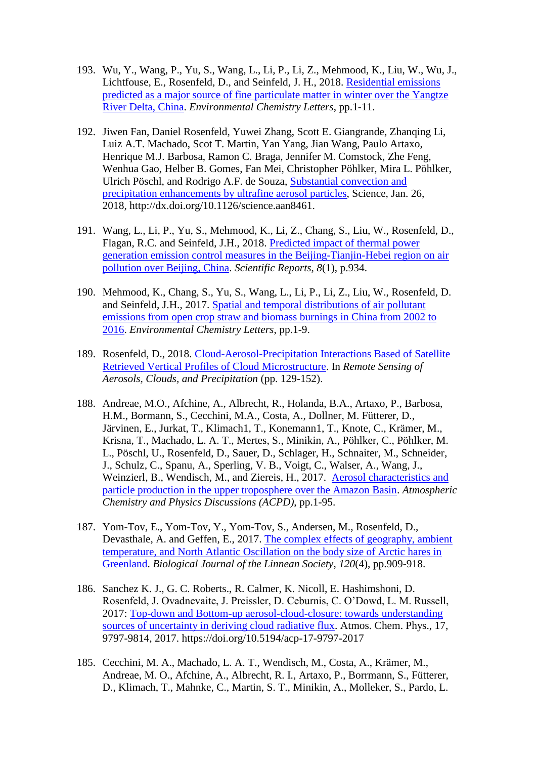193. Wu, Y., Wang, P., Yu, S., Wang, L., Li, P., Li, Z., Mehmood, K., Liu, W., Wu, J., Lichtfouse, E., Rosenfeld, D., and Seinfeld, J. H., 2018. Residential emissions predicted as a major source of fine particulate matter in winter over the Yangtze River Delta, China. *Environmental Chemistry Letters*, pp.1-11.

192. Jiwen Fan, Daniel Rosenfeld, Yuwei Zhang, Scott E. Giangrande, Zhanqing Li, Luiz A.T. Machado, Scot T. Martin, Yan Yang, Jian Wang, Paulo Artaxo, Henrique M.J. Barbosa, Ramon C. Braga, Jennifer M. Comstock, Zhe Feng, Wenhua Gao, Helber B. Gomes, Fan Mei, Christopher Pöhlker, Mira L. Pöhlker, Ulrich Pöschl, and Rodrigo A.F. de Souza, Substantial convection and precipitation enhancements by ultrafine aerosol particles, Science, Jan. 26, 2018, http://dx.doi.org/10.1126/science.aan8461.

191. Wang, L., Li, P., Yu, S., Mehmood, K., Li, Z., Chang, S., Liu, W., Rosenfeld, D., Flagan, R.C. and Seinfeld, J.H., 2018. Predicted impact of thermal power generation emission control measures in the Beijing-Tianjin-Hebei region on air pollution over Beijing, China. *Scientific Reports*, *8*(1), p.934.

190. Mehmood, K., Chang, S., Yu, S., Wang, L., Li, P., Li, Z., Liu, W., Rosenfeld, D. and Seinfeld, J.H., 2017. Spatial and temporal distributions of air pollutant emissions from open crop straw and biomass burnings in China from 2002 to 2016. *Environmental Chemistry Letters*, pp.1-9.

189. Rosenfeld, D., 2018. Cloud-Aerosol-Precipitation Interactions Based of Satellite Retrieved Vertical Profiles of Cloud Microstructure. In *Remote Sensing of Aerosols, Clouds, and Precipitation* (pp. 129-152).

188. Andreae, M.O., Afchine, A., Albrecht, R., Holanda, B.A., Artaxo, P., Barbosa, H.M., Bormann, S., Cecchini, M.A., Costa, A., Dollner, M. Fütterer, D., Järvinen, E., Jurkat, T., Klimach1, T., Konemann1, T., Knote, C., Krämer, M., Krisna, T., Machado, L. A. T., Mertes, S., Minikin, A., Pöhlker, C., Pöhlker, M. L., Pöschl, U., Rosenfeld, D., Sauer, D., Schlager, H., Schnaiter, M., Schneider, J., Schulz, C., Spanu, A., Sperling, V. B., Voigt, C., Walser, A., Wang, J., Weinzierl, B., Wendisch, M., and Ziereis, H., 2017. Aerosol characteristics and particle production in the upper troposphere over the Amazon Basin. *Atmospheric Chemistry and Physics Discussions (ACPD)*, pp.1-95.

187. Yom-Tov, E., Yom-Tov, Y., Yom-Tov, S., Andersen, M., Rosenfeld, D., Devasthale, A. and Geffen, E., 2017. The complex effects of geography, ambient temperature, and North Atlantic Oscillation on the body size of Arctic hares in Greenland. *Biological Journal of the Linnean Society*, *120*(4), pp.909-918.

186. Sanchez K. J., G. C. Roberts., R. Calmer, K. Nicoll, E. Hashimshoni, D. Rosenfeld, J. Ovadnevaite, J. Preissler, D. Ceburnis, C. O'Dowd, L. M. Russell, 2017: Top-down and Bottom-up aerosol-cloud-closure: towards understanding sources of uncertainty in deriving cloud radiative flux. Atmos. Chem. Phys., 17, 9797-9814, 2017. https://doi.org/10.5194/acp-17-9797-2017

185. Cecchini, M. A., Machado, L. A. T., Wendisch, M., Costa, A., Krämer, M., Andreae, M. O., Afchine, A., Albrecht, R. I., Artaxo, P., Borrmann, S., Fütterer, D., Klimach, T., Mahnke, C., Martin, S. T., Minikin, A., Molleker, S., Pardo, L.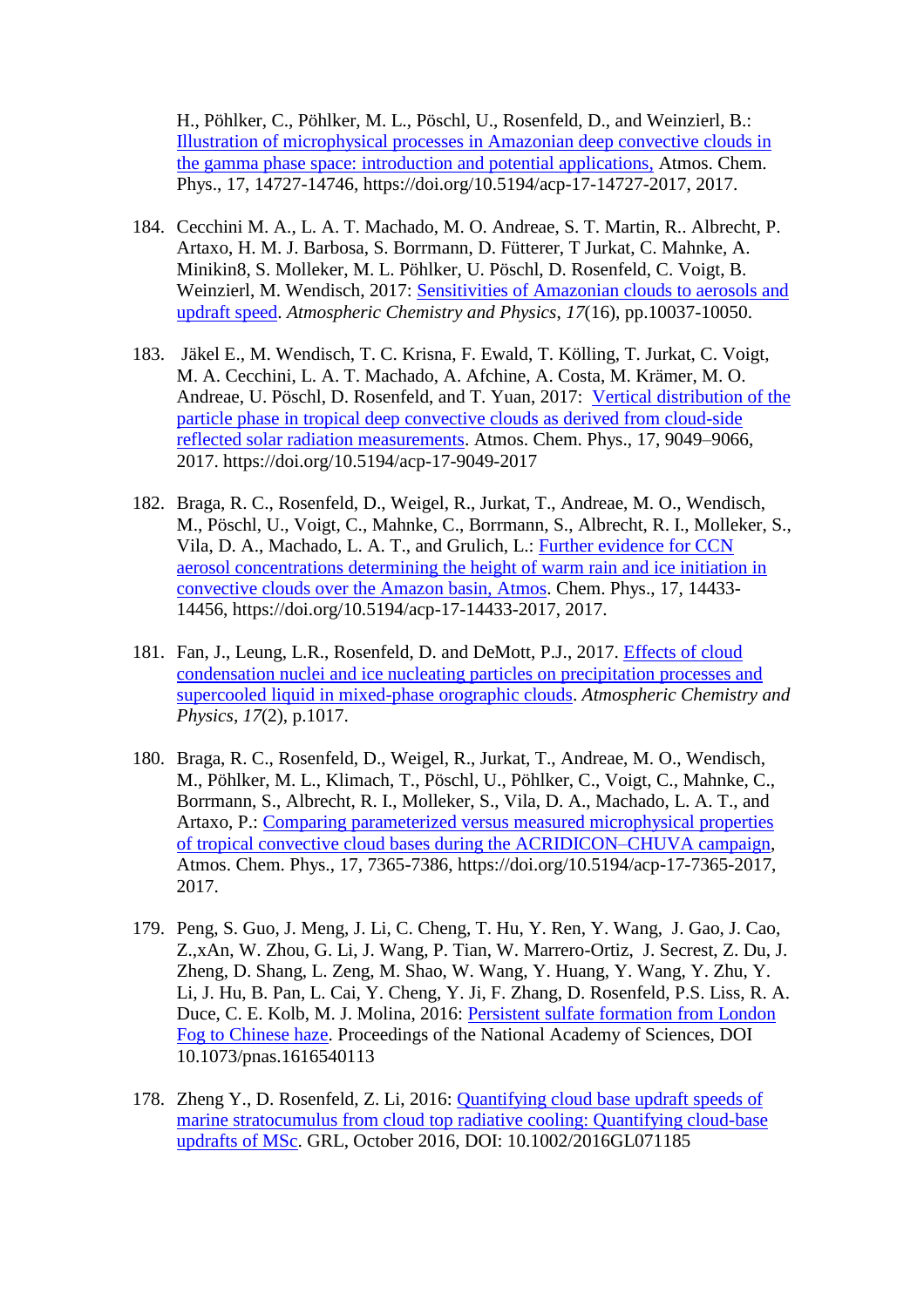H., Pöhlker, C., Pöhlker, M. L., Pöschl, U., Rosenfeld, D., and Weinzierl, B.: Illustration of microphysical processes in Amazonian deep convective clouds in the gamma phase space: introduction and potential applications, Atmos. Chem. Phys., 17, 14727-14746, https://doi.org/10.5194/acp-17-14727-2017, 2017.

184. Cecchini M. A., L. A. T. Machado, M. O. Andreae, S. T. Martin, R.. Albrecht, P. Artaxo, H. M. J. Barbosa, S. Borrmann, D. Fütterer, T Jurkat, C. Mahnke, A. Minikin8, S. Molleker, M. L. Pöhlker, U. Pöschl, D. Rosenfeld, C. Voigt, B. Weinzierl, M. Wendisch, 2017: Sensitivities of Amazonian clouds to aerosols and updraft speed. *Atmospheric Chemistry and Physics*, *17*(16), pp.10037-10050.

183. Jäkel E., M. Wendisch, T. C. Krisna, F. Ewald, T. Kölling, T. Jurkat, C. Voigt, M. A. Cecchini, L. A. T. Machado, A. Afchine, A. Costa, M. Krämer, M. O. Andreae, U. Pöschl, D. Rosenfeld, and T. Yuan, 2017: Vertical distribution of the particle phase in tropical deep convective clouds as derived from cloud-side reflected solar radiation measurements. Atmos. Chem. Phys., 17, 9049–9066, 2017. https://doi.org/10.5194/acp-17-9049-2017

182. Braga, R. C., Rosenfeld, D., Weigel, R., Jurkat, T., Andreae, M. O., Wendisch, M., Pöschl, U., Voigt, C., Mahnke, C., Borrmann, S., Albrecht, R. I., Molleker, S., Vila, D. A., Machado, L. A. T., and Grulich, L.: Further evidence for CCN aerosol concentrations determining the height of warm rain and ice initiation in convective clouds over the Amazon basin, Atmos. Chem. Phys., 17, 14433-14456, https://doi.org/10.5194/acp-17-14433-2017, 2017.

181. Fan, J., Leung, L.R., Rosenfeld, D. and DeMott, P.J., 2017. Effects of cloud condensation nuclei and ice nucleating particles on precipitation processes and supercooled liquid in mixed-phase orographic clouds. *Atmospheric Chemistry and Physics*, *17*(2), p.1017.

180. Braga, R. C., Rosenfeld, D., Weigel, R., Jurkat, T., Andreae, M. O., Wendisch, M., Pöhlker, M. L., Klimach, T., Pöschl, U., Pöhlker, C., Voigt, C., Mahnke, C., Borrmann, S., Albrecht, R. I., Molleker, S., Vila, D. A., Machado, L. A. T., and Artaxo, P.: Comparing parameterized versus measured microphysical properties of tropical convective cloud bases during the ACRIDICON–CHUVA campaign, Atmos. Chem. Phys., 17, 7365-7386, https://doi.org/10.5194/acp-17-7365-2017, 2017.

179. Peng, S. Guo, J. Meng, J. Li, C. Cheng, T. Hu, Y. Ren, Y. Wang, J. Gao, J. Cao, Z.,xAn, W. Zhou, G. Li, J. Wang, P. Tian, W. Marrero-Ortiz, J. Secrest, Z. Du, J. Zheng, D. Shang, L. Zeng, M. Shao, W. Wang, Y. Huang, Y. Wang, Y. Zhu, Y. Li, J. Hu, B. Pan, L. Cai, Y. Cheng, Y. Ji, F. Zhang, D. Rosenfeld, P.S. Liss, R. A. Duce, C. E. Kolb, M. J. Molina, 2016: Persistent sulfate formation from London Fog to Chinese haze. Proceedings of the National Academy of Sciences, DOI 10.1073/pnas.1616540113

178. Zheng Y., D. Rosenfeld, Z. Li, 2016: Quantifying cloud base updraft speeds of marine stratocumulus from cloud top radiative cooling: Quantifying cloud-base updrafts of MSc. GRL, October 2016, DOI: 10.1002/2016GL071185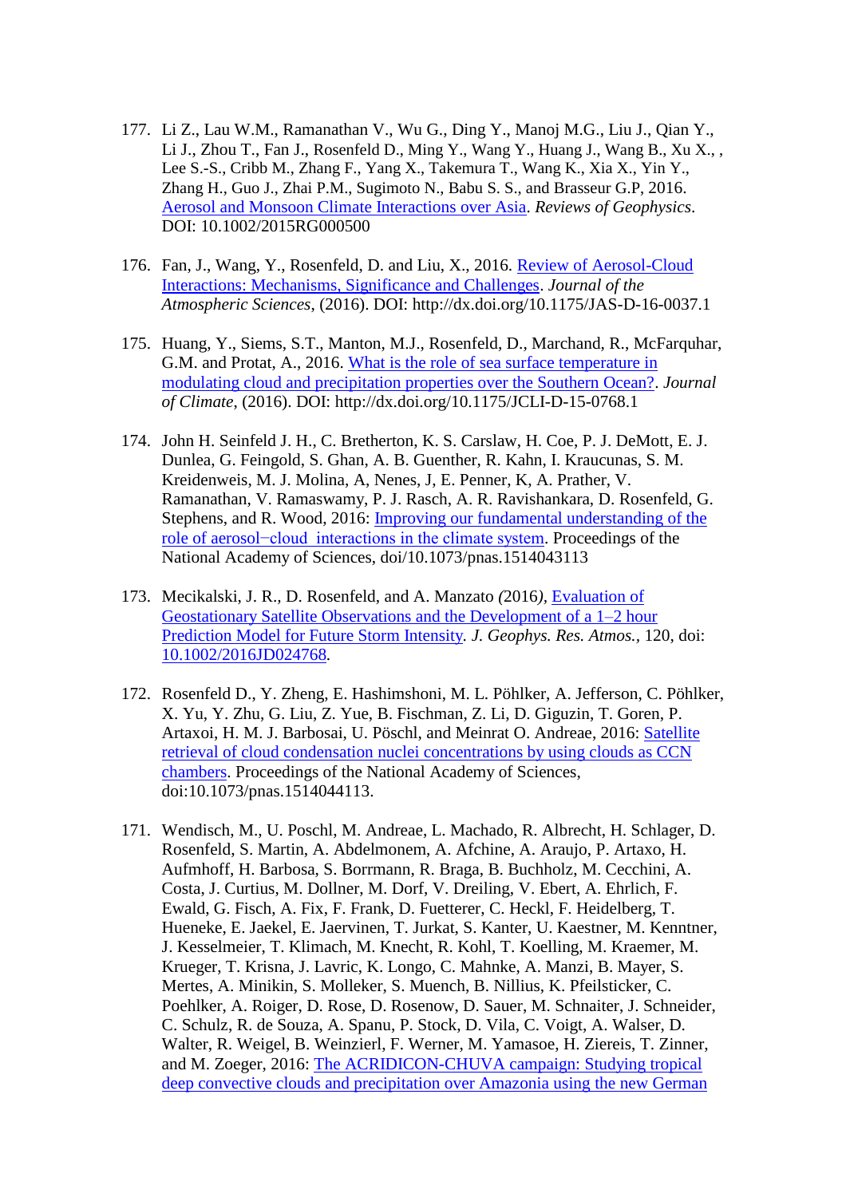177. Li Z., Lau W.M., Ramanathan V., Wu G., Ding Y., Manoj M.G., Liu J., Qian Y., Li J., Zhou T., Fan J., Rosenfeld D., Ming Y., Wang Y., Huang J., Wang B., Xu X., , Lee S.-S., Cribb M., Zhang F., Yang X., Takemura T., Wang K., Xia X., Yin Y., Zhang H., Guo J., Zhai P.M., Sugimoto N., Babu S. S., and Brasseur G.P, 2016. [Aerosol and Monsoon Climate Interactions over Asia](). *Reviews of Geophysics*. DOI: 10.1002/2015RG000500

176. Fan, J., Wang, Y., Rosenfeld, D. and Liu, X., 2016. [Review of Aerosol-Cloud Interactions: Mechanisms, Significance and Challenges](). *Journal of the Atmospheric Sciences*, (2016). DOI: http://dx.doi.org/10.1175/JAS-D-16-0037.1

175. Huang, Y., Siems, S.T., Manton, M.J., Rosenfeld, D., Marchand, R., McFarquhar, G.M. and Protat, A., 2016. [What is the role of sea surface temperature in modulating cloud and precipitation properties over the Southern Ocean?](). *Journal of Climate*, (2016). DOI: http://dx.doi.org/10.1175/JCLI-D-15-0768.1

174. John H. Seinfeld J. H., C. Bretherton, K. S. Carslaw, H. Coe, P. J. DeMott, E. J. Dunlea, G. Feingold, S. Ghan, A. B. Guenther, R. Kahn, I. Kraucunas, S. M. Kreidenweis, M. J. Molina, A, Nenes, J, E. Penner, K, A. Prather, V. Ramanathan, V. Ramaswamy, P. J. Rasch, A. R. Ravishankara, D. Rosenfeld, G. Stephens, and R. Wood, 2016: [Improving our fundamental understanding of the role of aerosol−cloud interactions in the climate system](). Proceedings of the National Academy of Sciences, doi/10.1073/pnas.1514043113

173. Mecikalski, J. R., D. Rosenfeld, and A. Manzato *(*2016*)*, [Evaluation of Geostationary Satellite Observations and the Development of a 1–2 hour Prediction Model for Future Storm Intensity](). *J. Geophys. Res. Atmos.*, 120, doi: [10.1002/2016JD024768]().

172. Rosenfeld D., Y. Zheng, E. Hashimshoni, M. L. Pöhlker, A. Jefferson, C. Pöhlker, X. Yu, Y. Zhu, G. Liu, Z. Yue, B. Fischman, Z. Li, D. Giguzin, T. Goren, P. Artaxoi, H. M. J. Barbosai, U. Pöschl, and Meinrat O. Andreae, 2016: [Satellite retrieval of cloud condensation nuclei concentrations by using clouds as CCN chambers](). Proceedings of the National Academy of Sciences, doi:10.1073/pnas.1514044113.

171. Wendisch, M., U. Poschl, M. Andreae, L. Machado, R. Albrecht, H. Schlager, D. Rosenfeld, S. Martin, A. Abdelmonem, A. Afchine, A. Araujo, P. Artaxo, H. Aufmhoff, H. Barbosa, S. Borrmann, R. Braga, B. Buchholz, M. Cecchini, A. Costa, J. Curtius, M. Dollner, M. Dorf, V. Dreiling, V. Ebert, A. Ehrlich, F. Ewald, G. Fisch, A. Fix, F. Frank, D. Fuetterer, C. Heckl, F. Heidelberg, T. Hueneke, E. Jaekel, E. Jaervinen, T. Jurkat, S. Kanter, U. Kaestner, M. Kenntner, J. Kesselmeier, T. Klimach, M. Knecht, R. Kohl, T. Koelling, M. Kraemer, M. Krueger, T. Krisna, J. Lavric, K. Longo, C. Mahnke, A. Manzi, B. Mayer, S. Mertes, A. Minikin, S. Molleker, S. Muench, B. Nillius, K. Pfeilsticker, C. Poehlker, A. Roiger, D. Rose, D. Rosenow, D. Sauer, M. Schnaiter, J. Schneider, C. Schulz, R. de Souza, A. Spanu, P. Stock, D. Vila, C. Voigt, A. Walser, D. Walter, R. Weigel, B. Weinzierl, F. Werner, M. Yamasoe, H. Ziereis, T. Zinner, and M. Zoeger, 2016: [The ACRIDICON-CHUVA campaign: Studying tropical deep convective clouds and precipitation over Amazonia using the new German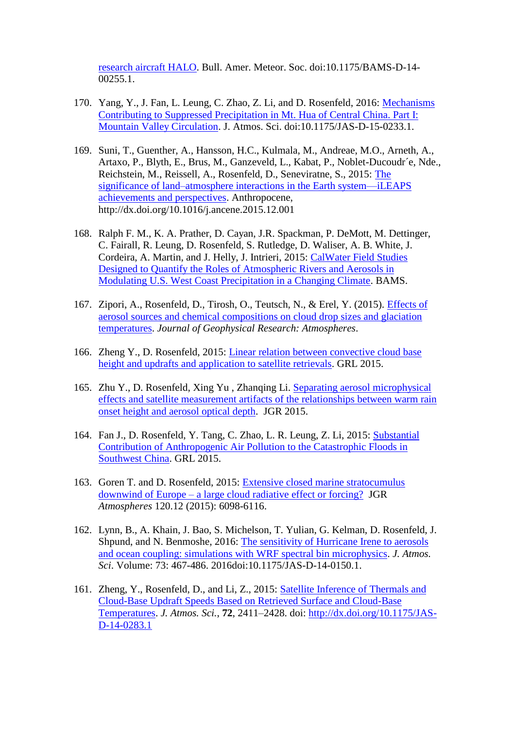research aircraft HALO. Bull. Amer. Meteor. Soc. doi:10.1175/BAMS-D-14-00255.1.

170. Yang, Y., J. Fan, L. Leung, C. Zhao, Z. Li, and D. Rosenfeld, 2016: Mechanisms Contributing to Suppressed Precipitation in Mt. Hua of Central China. Part I: Mountain Valley Circulation. J. Atmos. Sci. doi:10.1175/JAS-D-15-0233.1.

169. Suni, T., Guenther, A., Hansson, H.C., Kulmala, M., Andreae, M.O., Arneth, A., Artaxo, P., Blyth, E., Brus, M., Ganzeveld, L., Kabat, P., Noblet-Ducoudr´e, Nde., Reichstein, M., Reissell, A., Rosenfeld, D., Seneviratne, S., 2015: The significance of land–atmosphere interactions in the Earth system—iLEAPS achievements and perspectives. Anthropocene, http://dx.doi.org/10.1016/j.ancene.2015.12.001

168. Ralph F. M., K. A. Prather, D. Cayan, J.R. Spackman, P. DeMott, M. Dettinger, C. Fairall, R. Leung, D. Rosenfeld, S. Rutledge, D. Waliser, A. B. White, J. Cordeira, A. Martin, and J. Helly, J. Intrieri, 2015: CalWater Field Studies Designed to Quantify the Roles of Atmospheric Rivers and Aerosols in Modulating U.S. West Coast Precipitation in a Changing Climate. BAMS.

167. Zipori, A., Rosenfeld, D., Tirosh, O., Teutsch, N., & Erel, Y. (2015). Effects of aerosol sources and chemical compositions on cloud drop sizes and glaciation temperatures. *Journal of Geophysical Research: Atmospheres*.

166. Zheng Y., D. Rosenfeld, 2015: Linear relation between convective cloud base height and updrafts and application to satellite retrievals. GRL 2015.

165. Zhu Y., D. Rosenfeld, Xing Yu , Zhanqing Li. Separating aerosol microphysical effects and satellite measurement artifacts of the relationships between warm rain onset height and aerosol optical depth. JGR 2015.

164. Fan J., D. Rosenfeld, Y. Tang, C. Zhao, L. R. Leung, Z. Li, 2015: Substantial Contribution of Anthropogenic Air Pollution to the Catastrophic Floods in Southwest China. GRL 2015.

163. Goren T. and D. Rosenfeld, 2015: Extensive closed marine stratocumulus downwind of Europe – a large cloud radiative effect or forcing? JGR *Atmospheres* 120.12 (2015): 6098-6116.

162. Lynn, B., A. Khain, J. Bao, S. Michelson, T. Yulian, G. Kelman, D. Rosenfeld, J. Shpund, and N. Benmoshe, 2016: The sensitivity of Hurricane Irene to aerosols and ocean coupling: simulations with WRF spectral bin microphysics. *J. Atmos. Sci*. Volume: 73: 467-486. 2016doi:10.1175/JAS-D-14-0150.1.

161. Zheng, Y., Rosenfeld, D., and Li, Z., 2015: Satellite Inference of Thermals and Cloud-Base Updraft Speeds Based on Retrieved Surface and Cloud-Base Temperatures. *J. Atmos. Sci.*, **72**, 2411–2428. doi: http://dx.doi.org/10.1175/JAS-D-14-0283.1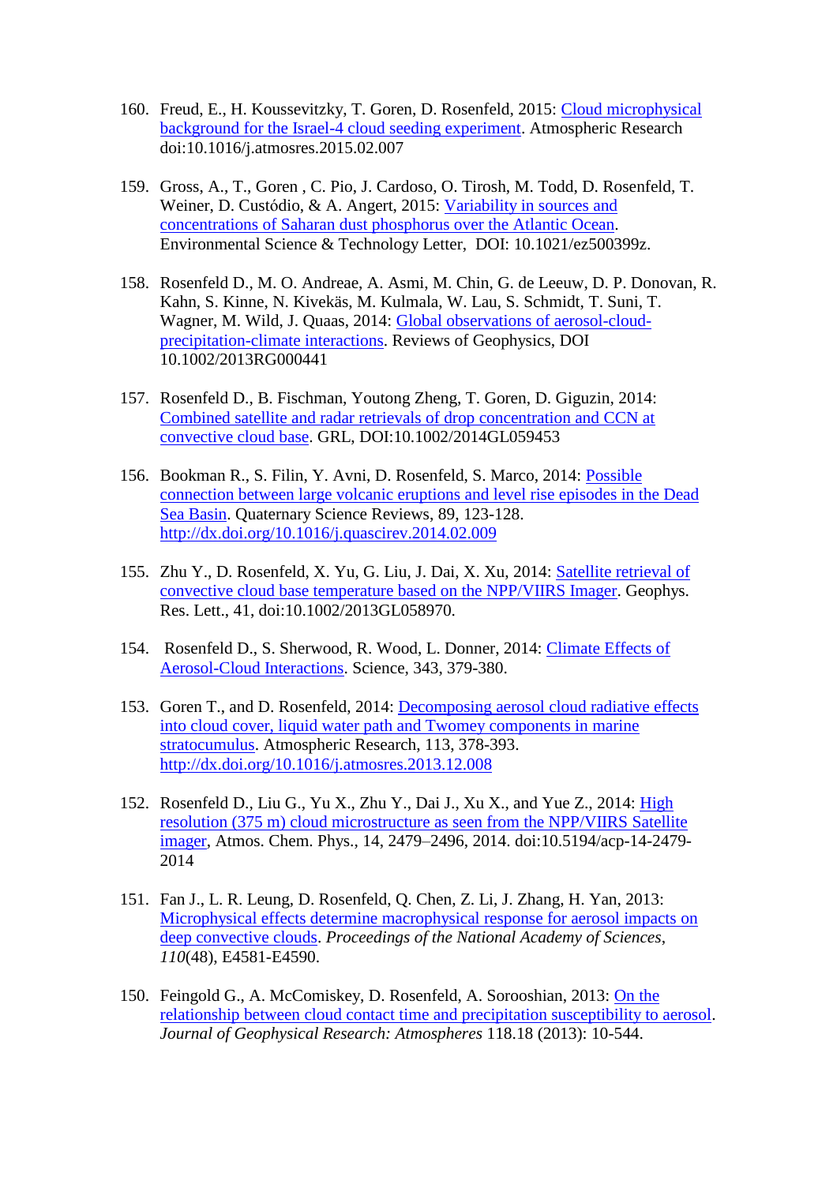160. Freud, E., H. Koussevitzky, T. Goren, D. Rosenfeld, 2015: Cloud microphysical background for the Israel-4 cloud seeding experiment. Atmospheric Research doi:10.1016/j.atmosres.2015.02.007

159. Gross, A., T., Goren , C. Pio, J. Cardoso, O. Tirosh, M. Todd, D. Rosenfeld, T. Weiner, D. Custódio, & A. Angert, 2015: Variability in sources and concentrations of Saharan dust phosphorus over the Atlantic Ocean. Environmental Science & Technology Letter, DOI: 10.1021/ez500399z.

158. Rosenfeld D., M. O. Andreae, A. Asmi, M. Chin, G. de Leeuw, D. P. Donovan, R. Kahn, S. Kinne, N. Kivekäs, M. Kulmala, W. Lau, S. Schmidt, T. Suni, T. Wagner, M. Wild, J. Quaas, 2014: Global observations of aerosol-cloud-precipitation-climate interactions. Reviews of Geophysics, DOI 10.1002/2013RG000441

157. Rosenfeld D., B. Fischman, Youtong Zheng, T. Goren, D. Giguzin, 2014: Combined satellite and radar retrievals of drop concentration and CCN at convective cloud base. GRL, DOI:10.1002/2014GL059453

156. Bookman R., S. Filin, Y. Avni, D. Rosenfeld, S. Marco, 2014: Possible connection between large volcanic eruptions and level rise episodes in the Dead Sea Basin. Quaternary Science Reviews, 89, 123-128. http://dx.doi.org/10.1016/j.quascirev.2014.02.009

155. Zhu Y., D. Rosenfeld, X. Yu, G. Liu, J. Dai, X. Xu, 2014: Satellite retrieval of convective cloud base temperature based on the NPP/VIIRS Imager. Geophys. Res. Lett., 41, doi:10.1002/2013GL058970.

154. Rosenfeld D., S. Sherwood, R. Wood, L. Donner, 2014: Climate Effects of Aerosol-Cloud Interactions. Science, 343, 379-380.

153. Goren T., and D. Rosenfeld, 2014: Decomposing aerosol cloud radiative effects into cloud cover, liquid water path and Twomey components in marine stratocumulus. Atmospheric Research, 113, 378-393. http://dx.doi.org/10.1016/j.atmosres.2013.12.008

152. Rosenfeld D., Liu G., Yu X., Zhu Y., Dai J., Xu X., and Yue Z., 2014: High resolution (375 m) cloud microstructure as seen from the NPP/VIIRS Satellite imager, Atmos. Chem. Phys., 14, 2479–2496, 2014. doi:10.5194/acp-14-2479-2014

151. Fan J., L. R. Leung, D. Rosenfeld, Q. Chen, Z. Li, J. Zhang, H. Yan, 2013: Microphysical effects determine macrophysical response for aerosol impacts on deep convective clouds. *Proceedings of the National Academy of Sciences*, *110*(48), E4581-E4590.

150. Feingold G., A. McComiskey, D. Rosenfeld, A. Sorooshian, 2013: On the relationship between cloud contact time and precipitation susceptibility to aerosol. *Journal of Geophysical Research: Atmospheres* 118.18 (2013): 10-544.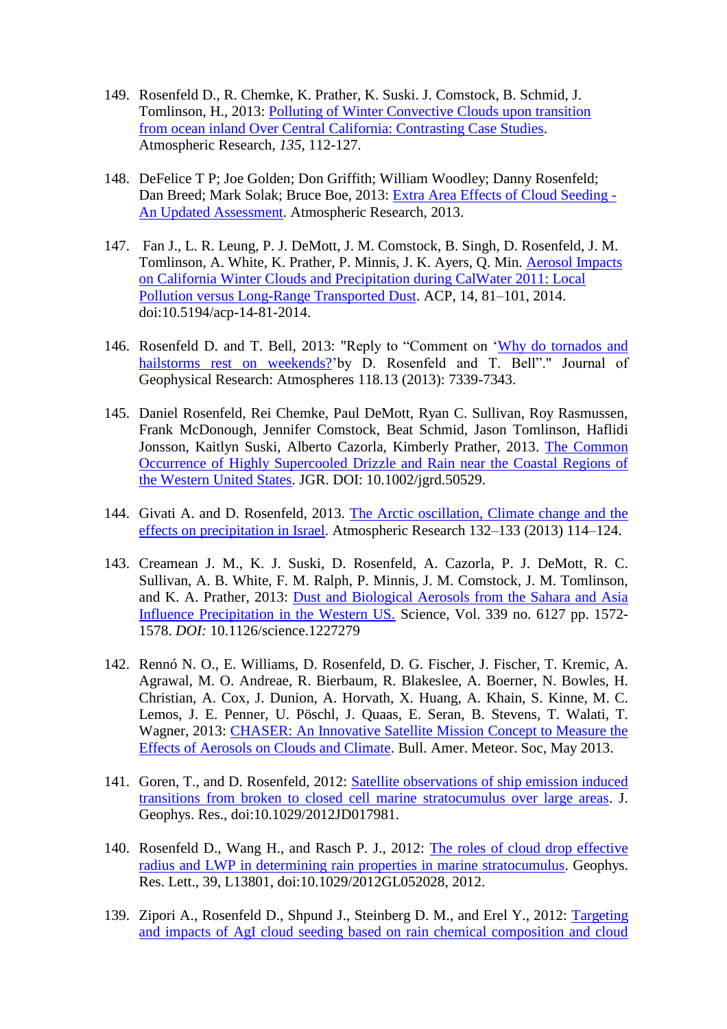149. Rosenfeld D., R. Chemke, K. Prather, K. Suski. J. Comstock, B. Schmid, J. Tomlinson, H., 2013: Polluting of Winter Convective Clouds upon transition from ocean inland Over Central California: Contrasting Case Studies. Atmospheric Research, *135*, 112-127.

148. DeFelice T P; Joe Golden; Don Griffith; William Woodley; Danny Rosenfeld; Dan Breed; Mark Solak; Bruce Boe, 2013: Extra Area Effects of Cloud Seeding - An Updated Assessment. Atmospheric Research, 2013.

147. Fan J., L. R. Leung, P. J. DeMott, J. M. Comstock, B. Singh, D. Rosenfeld, J. M. Tomlinson, A. White, K. Prather, P. Minnis, J. K. Ayers, Q. Min. Aerosol Impacts on California Winter Clouds and Precipitation during CalWater 2011: Local Pollution versus Long-Range Transported Dust. ACP, 14, 81–101, 2014. doi:10.5194/acp-14-81-2014.

146. Rosenfeld D. and T. Bell, 2013: "Reply to "Comment on 'Why do tornados and hailstorms rest on weekends?'by D. Rosenfeld and T. Bell"." Journal of Geophysical Research: Atmospheres 118.13 (2013): 7339-7343.

145. Daniel Rosenfeld, Rei Chemke, Paul DeMott, Ryan C. Sullivan, Roy Rasmussen, Frank McDonough, Jennifer Comstock, Beat Schmid, Jason Tomlinson, Haflidi Jonsson, Kaitlyn Suski, Alberto Cazorla, Kimberly Prather, 2013. The Common Occurrence of Highly Supercooled Drizzle and Rain near the Coastal Regions of the Western United States. JGR. DOI: 10.1002/jgrd.50529.

144. Givati A. and D. Rosenfeld, 2013. The Arctic oscillation, Climate change and the effects on precipitation in Israel. Atmospheric Research 132–133 (2013) 114–124.

143. Creamean J. M., K. J. Suski, D. Rosenfeld, A. Cazorla, P. J. DeMott, R. C. Sullivan, A. B. White, F. M. Ralph, P. Minnis, J. M. Comstock, J. M. Tomlinson, and K. A. Prather, 2013: Dust and Biological Aerosols from the Sahara and Asia Influence Precipitation in the Western US. Science, Vol. 339 no. 6127 pp. 1572-1578. *DOI:* 10.1126/science.1227279

142. Rennó N. O., E. Williams, D. Rosenfeld, D. G. Fischer, J. Fischer, T. Kremic, A. Agrawal, M. O. Andreae, R. Bierbaum, R. Blakeslee, A. Boerner, N. Bowles, H. Christian, A. Cox, J. Dunion, A. Horvath, X. Huang, A. Khain, S. Kinne, M. C. Lemos, J. E. Penner, U. Pöschl, J. Quaas, E. Seran, B. Stevens, T. Walati, T. Wagner, 2013: CHASER: An Innovative Satellite Mission Concept to Measure the Effects of Aerosols on Clouds and Climate. Bull. Amer. Meteor. Soc, May 2013.

141. Goren, T., and D. Rosenfeld, 2012: Satellite observations of ship emission induced transitions from broken to closed cell marine stratocumulus over large areas. J. Geophys. Res., doi:10.1029/2012JD017981.

140. Rosenfeld D., Wang H., and Rasch P. J., 2012: The roles of cloud drop effective radius and LWP in determining rain properties in marine stratocumulus. Geophys. Res. Lett., 39, L13801, doi:10.1029/2012GL052028, 2012.

139. Zipori A., Rosenfeld D., Shpund J., Steinberg D. M., and Erel Y., 2012: Targeting and impacts of AgI cloud seeding based on rain chemical composition and cloud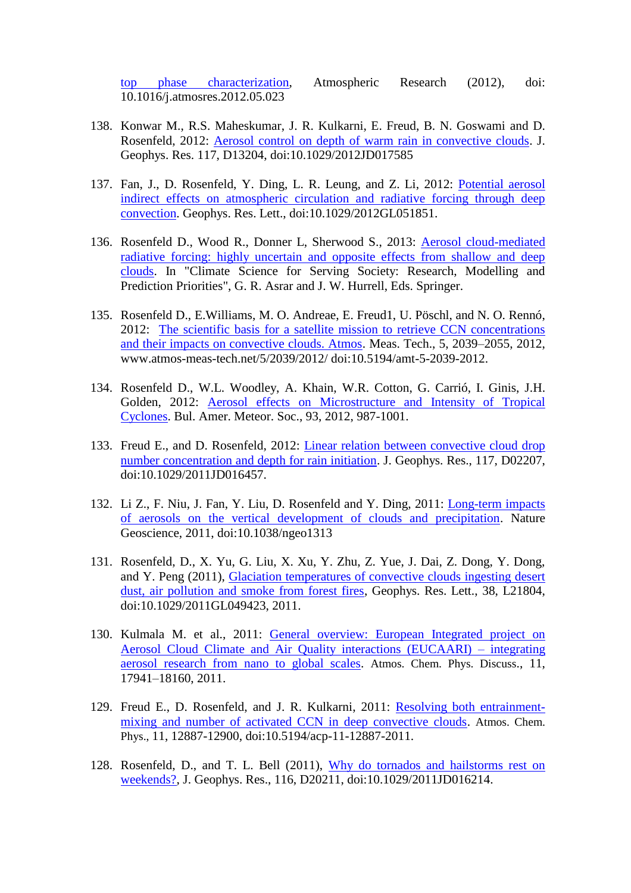top phase characterization, Atmospheric Research (2012), doi: 10.1016/j.atmosres.2012.05.023

138. Konwar M., R.S. Maheskumar, J. R. Kulkarni, E. Freud, B. N. Goswami and D. Rosenfeld, 2012: Aerosol control on depth of warm rain in convective clouds. J. Geophys. Res. 117, D13204, doi:10.1029/2012JD017585

137. Fan, J., D. Rosenfeld, Y. Ding, L. R. Leung, and Z. Li, 2012: Potential aerosol indirect effects on atmospheric circulation and radiative forcing through deep convection. Geophys. Res. Lett., doi:10.1029/2012GL051851.

136. Rosenfeld D., Wood R., Donner L, Sherwood S., 2013: Aerosol cloud-mediated radiative forcing: highly uncertain and opposite effects from shallow and deep clouds. In "Climate Science for Serving Society: Research, Modelling and Prediction Priorities", G. R. Asrar and J. W. Hurrell, Eds. Springer.

135. Rosenfeld D., E.Williams, M. O. Andreae, E. Freud1, U. Pöschl, and N. O. Rennó, 2012: The scientific basis for a satellite mission to retrieve CCN concentrations and their impacts on convective clouds. Atmos. Meas. Tech., 5, 2039–2055, 2012, www.atmos-meas-tech.net/5/2039/2012/ doi:10.5194/amt-5-2039-2012.

134. Rosenfeld D., W.L. Woodley, A. Khain, W.R. Cotton, G. Carrió, I. Ginis, J.H. Golden, 2012: Aerosol effects on Microstructure and Intensity of Tropical Cyclones. Bul. Amer. Meteor. Soc., 93, 2012, 987-1001.

133. Freud E., and D. Rosenfeld, 2012: Linear relation between convective cloud drop number concentration and depth for rain initiation. J. Geophys. Res., 117, D02207, doi:10.1029/2011JD016457.

132. Li Z., F. Niu, J. Fan, Y. Liu, D. Rosenfeld and Y. Ding, 2011: Long-term impacts of aerosols on the vertical development of clouds and precipitation. Nature Geoscience, 2011, doi:10.1038/ngeo1313

131. Rosenfeld, D., X. Yu, G. Liu, X. Xu, Y. Zhu, Z. Yue, J. Dai, Z. Dong, Y. Dong, and Y. Peng (2011), Glaciation temperatures of convective clouds ingesting desert dust, air pollution and smoke from forest fires, Geophys. Res. Lett., 38, L21804, doi:10.1029/2011GL049423, 2011.

130. Kulmala M. et al., 2011: General overview: European Integrated project on Aerosol Cloud Climate and Air Quality interactions (EUCAARI) – integrating aerosol research from nano to global scales. Atmos. Chem. Phys. Discuss., 11, 17941–18160, 2011.

129. Freud E., D. Rosenfeld, and J. R. Kulkarni, 2011: Resolving both entrainment-mixing and number of activated CCN in deep convective clouds. Atmos. Chem. Phys., 11, 12887-12900, doi:10.5194/acp-11-12887-2011.

128. Rosenfeld, D., and T. L. Bell (2011), Why do tornados and hailstorms rest on weekends?, J. Geophys. Res., 116, D20211, doi:10.1029/2011JD016214.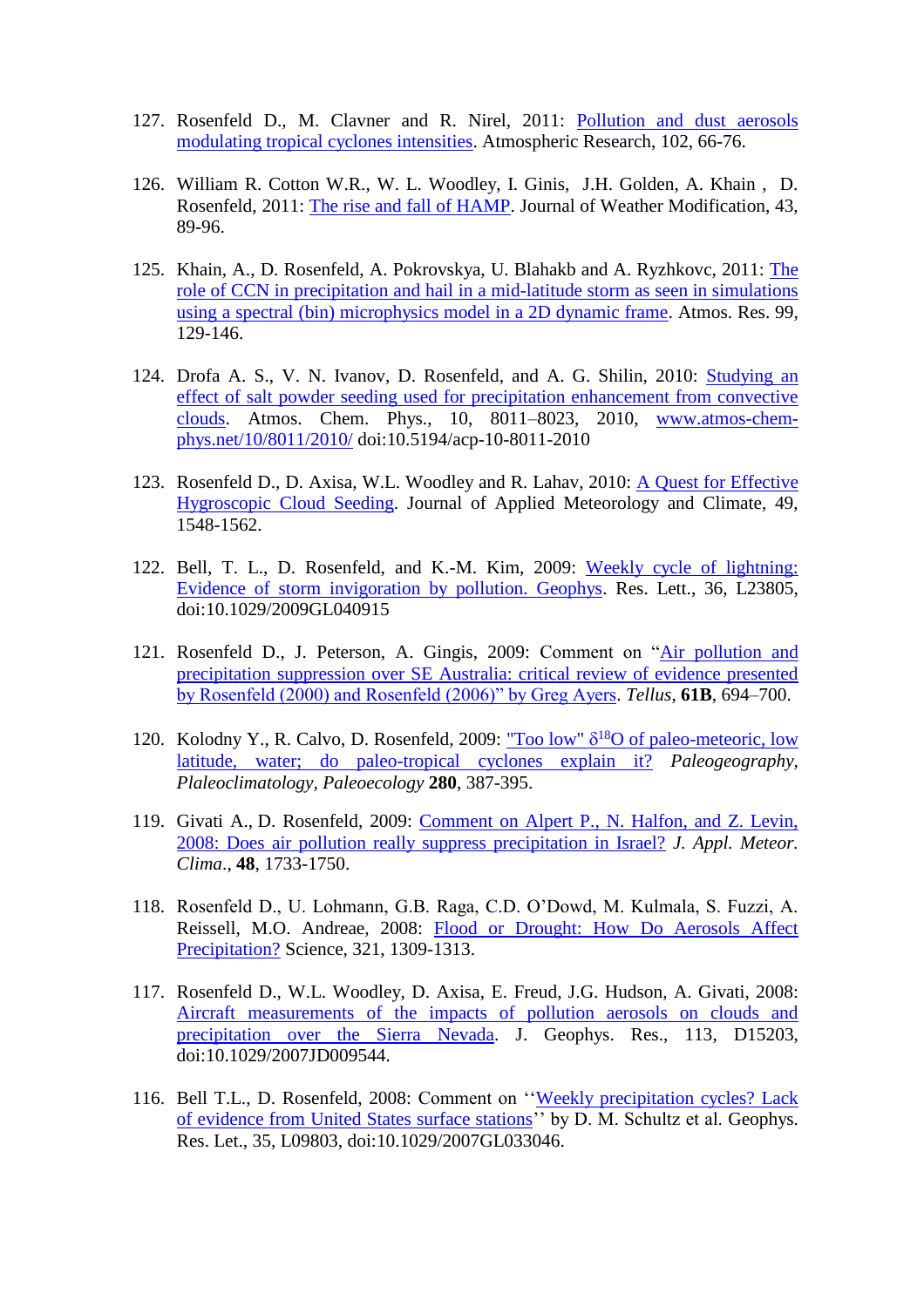127. Rosenfeld D., M. Clavner and R. Nirel, 2011: Pollution and dust aerosols modulating tropical cyclones intensities. Atmospheric Research, 102, 66-76.

126. William R. Cotton W.R., W. L. Woodley, I. Ginis, J.H. Golden, A. Khain , D. Rosenfeld, 2011: The rise and fall of HAMP. Journal of Weather Modification, 43, 89-96.

125. Khain, A., D. Rosenfeld, A. Pokrovskya, U. Blahakb and A. Ryzhkovc, 2011: The role of CCN in precipitation and hail in a mid-latitude storm as seen in simulations using a spectral (bin) microphysics model in a 2D dynamic frame. Atmos. Res. 99, 129-146.

124. Drofa A. S., V. N. Ivanov, D. Rosenfeld, and A. G. Shilin, 2010: Studying an effect of salt powder seeding used for precipitation enhancement from convective clouds. Atmos. Chem. Phys., 10, 8011–8023, 2010, www.atmos-chem-phys.net/10/8011/2010/ doi:10.5194/acp-10-8011-2010

123. Rosenfeld D., D. Axisa, W.L. Woodley and R. Lahav, 2010: A Quest for Effective Hygroscopic Cloud Seeding. Journal of Applied Meteorology and Climate, 49, 1548-1562.

122. Bell, T. L., D. Rosenfeld, and K.-M. Kim, 2009: Weekly cycle of lightning: Evidence of storm invigoration by pollution. Geophys. Res. Lett., 36, L23805, doi:10.1029/2009GL040915

121. Rosenfeld D., J. Peterson, A. Gingis, 2009: Comment on "Air pollution and precipitation suppression over SE Australia: critical review of evidence presented by Rosenfeld (2000) and Rosenfeld (2006)" by Greg Ayers. *Tellus*, **61B**, 694–700.

120. Kolodny Y., R. Calvo, D. Rosenfeld, 2009: "Too low" $\delta^{18}$O of paleo-meteoric, low latitude, water; do paleo-tropical cyclones explain it? *Paleogeography, Plaleoclimatology, Paleoecology* **280**, 387-395.

119. Givati A., D. Rosenfeld, 2009: Comment on Alpert P., N. Halfon, and Z. Levin, 2008: Does air pollution really suppress precipitation in Israel? *J. Appl. Meteor. Clima.*, **48**, 1733-1750.

118. Rosenfeld D., U. Lohmann, G.B. Raga, C.D. O'Dowd, M. Kulmala, S. Fuzzi, A. Reissell, M.O. Andreae, 2008: Flood or Drought: How Do Aerosols Affect Precipitation? Science, 321, 1309-1313.

117. Rosenfeld D., W.L. Woodley, D. Axisa, E. Freud, J.G. Hudson, A. Givati, 2008: Aircraft measurements of the impacts of pollution aerosols on clouds and precipitation over the Sierra Nevada. J. Geophys. Res., 113, D15203, doi:10.1029/2007JD009544.

116. Bell T.L., D. Rosenfeld, 2008: Comment on ''Weekly precipitation cycles? Lack of evidence from United States surface stations'' by D. M. Schultz et al. Geophys. Res. Let., 35, L09803, doi:10.1029/2007GL033046.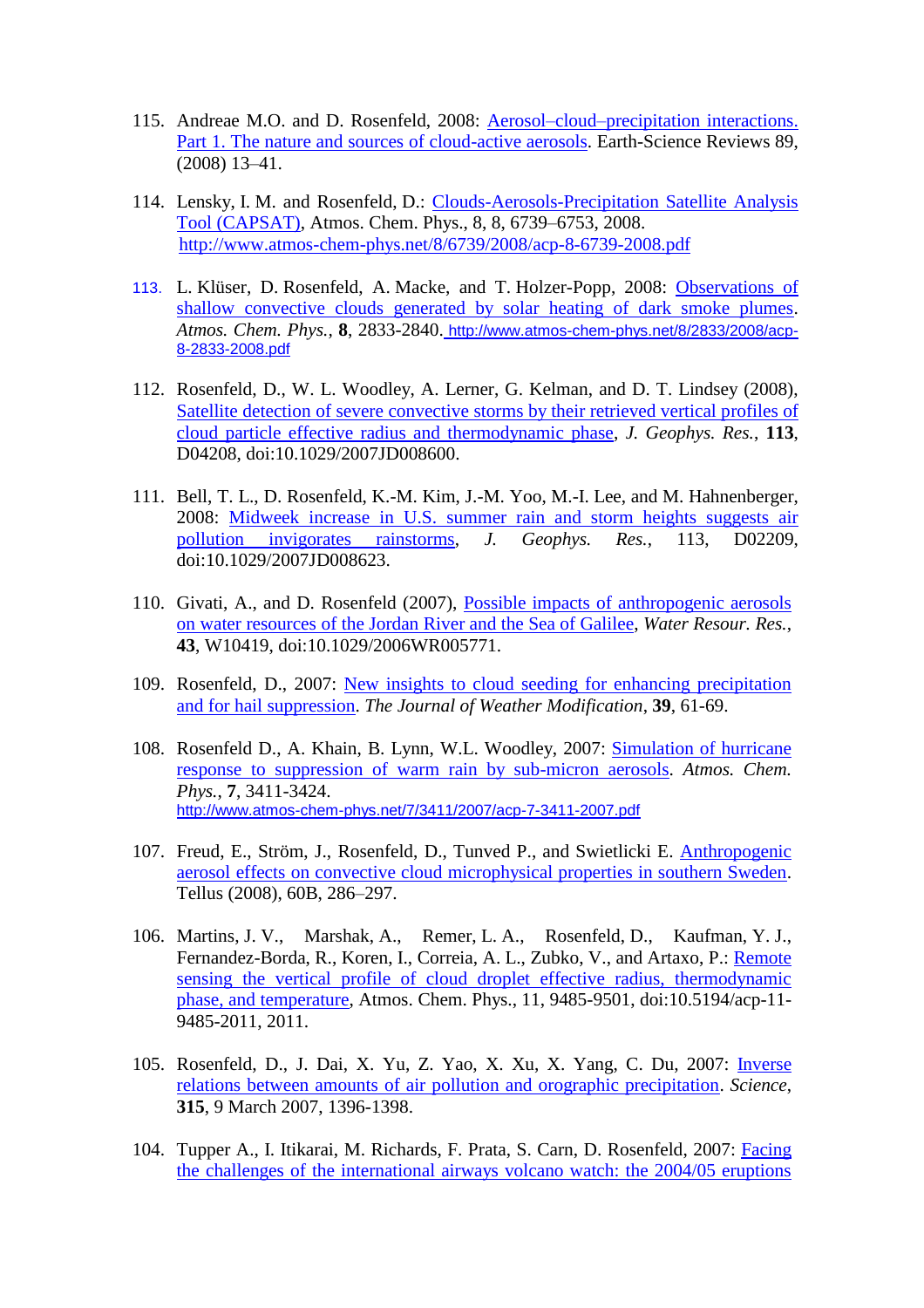115. Andreae M.O. and D. Rosenfeld, 2008: Aerosol–cloud–precipitation interactions. Part 1. The nature and sources of cloud-active aerosols. Earth-Science Reviews 89, (2008) 13–41.

114. Lensky, I. M. and Rosenfeld, D.: Clouds-Aerosols-Precipitation Satellite Analysis Tool (CAPSAT), Atmos. Chem. Phys., 8, 8, 6739–6753, 2008. http://www.atmos-chem-phys.net/8/6739/2008/acp-8-6739-2008.pdf

113. L. Klüser, D. Rosenfeld, A. Macke, and T. Holzer-Popp, 2008: Observations of shallow convective clouds generated by solar heating of dark smoke plumes. *Atmos. Chem. Phys.*, **8**, 2833-2840. http://www.atmos-chem-phys.net/8/2833/2008/acp-8-2833-2008.pdf

112. Rosenfeld, D., W. L. Woodley, A. Lerner, G. Kelman, and D. T. Lindsey (2008), Satellite detection of severe convective storms by their retrieved vertical profiles of cloud particle effective radius and thermodynamic phase, *J. Geophys. Res.*, **113**, D04208, doi:10.1029/2007JD008600.

111. Bell, T. L., D. Rosenfeld, K.-M. Kim, J.-M. Yoo, M.-I. Lee, and M. Hahnenberger, 2008: Midweek increase in U.S. summer rain and storm heights suggests air pollution invigorates rainstorms, *J. Geophys. Res.*, 113, D02209, doi:10.1029/2007JD008623.

110. Givati, A., and D. Rosenfeld (2007), Possible impacts of anthropogenic aerosols on water resources of the Jordan River and the Sea of Galilee, *Water Resour. Res.*, **43**, W10419, doi:10.1029/2006WR005771.

109. Rosenfeld, D., 2007: New insights to cloud seeding for enhancing precipitation and for hail suppression. *The Journal of Weather Modification*, **39**, 61-69.

108. Rosenfeld D., A. Khain, B. Lynn, W.L. Woodley, 2007: Simulation of hurricane response to suppression of warm rain by sub-micron aerosols. *Atmos. Chem. Phys.*, **7**, 3411-3424. http://www.atmos-chem-phys.net/7/3411/2007/acp-7-3411-2007.pdf

107. Freud, E., Ström, J., Rosenfeld, D., Tunved P., and Swietlicki E. Anthropogenic aerosol effects on convective cloud microphysical properties in southern Sweden. Tellus (2008), 60B, 286–297.

106. Martins, J. V., Marshak, A., Remer, L. A., Rosenfeld, D., Kaufman, Y. J., Fernandez-Borda, R., Koren, I., Correia, A. L., Zubko, V., and Artaxo, P.: Remote sensing the vertical profile of cloud droplet effective radius, thermodynamic phase, and temperature, Atmos. Chem. Phys., 11, 9485-9501, doi:10.5194/acp-11-9485-2011, 2011.

105. Rosenfeld, D., J. Dai, X. Yu, Z. Yao, X. Xu, X. Yang, C. Du, 2007: Inverse relations between amounts of air pollution and orographic precipitation. *Science*, **315**, 9 March 2007, 1396-1398.

104. Tupper A., I. Itikarai, M. Richards, F. Prata, S. Carn, D. Rosenfeld, 2007: Facing the challenges of the international airways volcano watch: the 2004/05 eruptions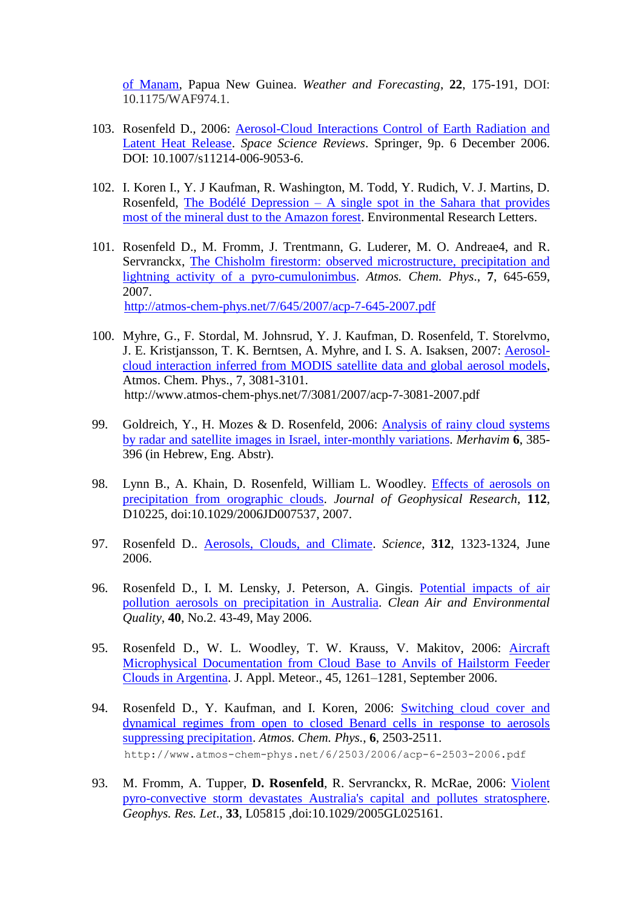of Manam, Papua New Guinea. *Weather and Forecasting*, **22**, 175-191, DOI: 10.1175/WAF974.1.

103. Rosenfeld D., 2006: Aerosol-Cloud Interactions Control of Earth Radiation and Latent Heat Release. *Space Science Reviews*. Springer, 9p. 6 December 2006. DOI: 10.1007/s11214-006-9053-6.

102. I. Koren I., Y. J Kaufman, R. Washington, M. Todd, Y. Rudich, V. J. Martins, D. Rosenfeld, The Bodélé Depression – A single spot in the Sahara that provides most of the mineral dust to the Amazon forest. Environmental Research Letters.

101. Rosenfeld D., M. Fromm, J. Trentmann, G. Luderer, M. O. Andreae4, and R. Servranckx, The Chisholm firestorm: observed microstructure, precipitation and lightning activity of a pyro-cumulonimbus. *Atmos. Chem. Phys.*, **7**, 645-659, 2007.
http://atmos-chem-phys.net/7/645/2007/acp-7-645-2007.pdf

100. Myhre, G., F. Stordal, M. Johnsrud, Y. J. Kaufman, D. Rosenfeld, T. Storelvmo, J. E. Kristjansson, T. K. Berntsen, A. Myhre, and I. S. A. Isaksen, 2007: Aerosol-cloud interaction inferred from MODIS satellite data and global aerosol models, Atmos. Chem. Phys., 7, 3081-3101.
http://www.atmos-chem-phys.net/7/3081/2007/acp-7-3081-2007.pdf

99. Goldreich, Y., H. Mozes & D. Rosenfeld, 2006: Analysis of rainy cloud systems by radar and satellite images in Israel, inter-monthly variations. *Merhavim* **6**, 385-396 (in Hebrew, Eng. Abstr).

98. Lynn B., A. Khain, D. Rosenfeld, William L. Woodley. Effects of aerosols on precipitation from orographic clouds. *Journal of Geophysical Research*, **112**, D10225, doi:10.1029/2006JD007537, 2007.

97. Rosenfeld D.. Aerosols, Clouds, and Climate. *Science*, **312**, 1323-1324, June 2006.

96. Rosenfeld D., I. M. Lensky, J. Peterson, A. Gingis. Potential impacts of air pollution aerosols on precipitation in Australia. *Clean Air and Environmental Quality*, **40**, No.2. 43-49, May 2006.

95. Rosenfeld D., W. L. Woodley, T. W. Krauss, V. Makitov, 2006: Aircraft Microphysical Documentation from Cloud Base to Anvils of Hailstorm Feeder Clouds in Argentina. J. Appl. Meteor., 45, 1261–1281, September 2006.

94. Rosenfeld D., Y. Kaufman, and I. Koren, 2006: Switching cloud cover and dynamical regimes from open to closed Benard cells in response to aerosols suppressing precipitation. *Atmos. Chem. Phys.*, **6**, 2503-2511.
http://www.atmos-chem-phys.net/6/2503/2006/acp-6-2503-2006.pdf

93. M. Fromm, A. Tupper, **D. Rosenfeld**, R. Servranckx, R. McRae, 2006: Violent pyro-convective storm devastates Australia's capital and pollutes stratosphere. *Geophys. Res. Let.*, **33**, L05815 ,doi:10.1029/2005GL025161.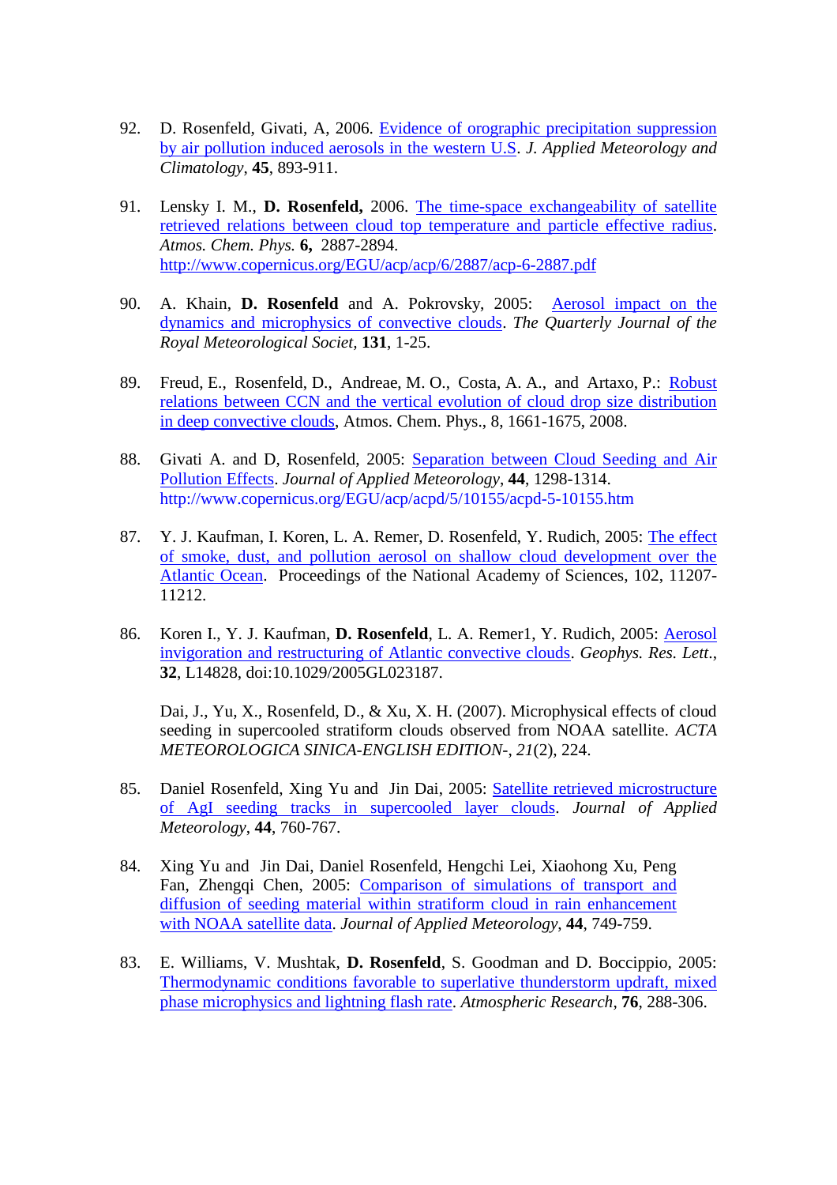92. D. Rosenfeld, Givati, A, 2006. Evidence of orographic precipitation suppression by air pollution induced aerosols in the western U.S. *J. Applied Meteorology and Climatology*, **45**, 893-911.

91. Lensky I. M., **D. Rosenfeld,** 2006. The time-space exchangeability of satellite retrieved relations between cloud top temperature and particle effective radius. *Atmos. Chem. Phys.* **6,** 2887-2894. http://www.copernicus.org/EGU/acp/acp/6/2887/acp-6-2887.pdf

90. A. Khain, **D. Rosenfeld** and A. Pokrovsky, 2005: Aerosol impact on the dynamics and microphysics of convective clouds. *The Quarterly Journal of the Royal Meteorological Societ*, **131**, 1-25.

89. Freud, E., Rosenfeld, D., Andreae, M. O., Costa, A. A., and Artaxo, P.: Robust relations between CCN and the vertical evolution of cloud drop size distribution in deep convective clouds, Atmos. Chem. Phys., 8, 1661-1675, 2008.

88. Givati A. and D, Rosenfeld, 2005: Separation between Cloud Seeding and Air Pollution Effects. *Journal of Applied Meteorology*, **44**, 1298-1314. http://www.copernicus.org/EGU/acp/acpd/5/10155/acpd-5-10155.htm

87. Y. J. Kaufman, I. Koren, L. A. Remer, D. Rosenfeld, Y. Rudich, 2005: The effect of smoke, dust, and pollution aerosol on shallow cloud development over the Atlantic Ocean. Proceedings of the National Academy of Sciences, 102, 11207-11212.

86. Koren I., Y. J. Kaufman, **D. Rosenfeld**, L. A. Remer1, Y. Rudich, 2005: Aerosol invigoration and restructuring of Atlantic convective clouds. *Geophys. Res. Lett*., **32**, L14828, doi:10.1029/2005GL023187.

    Dai, J., Yu, X., Rosenfeld, D., & Xu, X. H. (2007). Microphysical effects of cloud seeding in supercooled stratiform clouds observed from NOAA satellite. *ACTA METEOROLOGICA SINICA-ENGLISH EDITION-*, *21*(2), 224.

85. Daniel Rosenfeld, Xing Yu and Jin Dai, 2005: Satellite retrieved microstructure of AgI seeding tracks in supercooled layer clouds. *Journal of Applied Meteorology*, **44**, 760-767.

84. Xing Yu and Jin Dai, Daniel Rosenfeld, Hengchi Lei, Xiaohong Xu, Peng Fan, Zhengqi Chen, 2005: Comparison of simulations of transport and diffusion of seeding material within stratiform cloud in rain enhancement with NOAA satellite data. *Journal of Applied Meteorology*, **44**, 749-759.

83. E. Williams, V. Mushtak, **D. Rosenfeld**, S. Goodman and D. Boccippio, 2005: Thermodynamic conditions favorable to superlative thunderstorm updraft, mixed phase microphysics and lightning flash rate. *Atmospheric Research*, **76**, 288-306.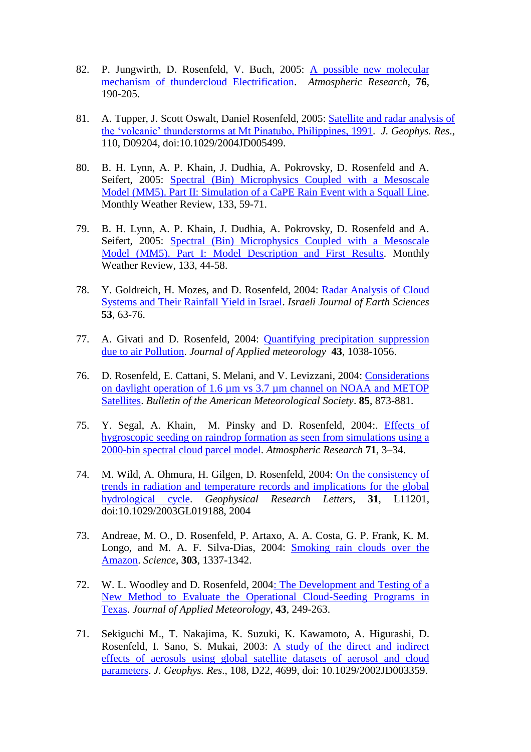82. P. Jungwirth, D. Rosenfeld, V. Buch, 2005: A possible new molecular mechanism of thundercloud Electrification. *Atmospheric Research*, **76**, 190-205.

81. A. Tupper, J. Scott Oswalt, Daniel Rosenfeld, 2005: Satellite and radar analysis of the 'volcanic' thunderstorms at Mt Pinatubo, Philippines, 1991. *J. Geophys. Res.*, 110, D09204, doi:10.1029/2004JD005499.

80. B. H. Lynn, A. P. Khain, J. Dudhia, A. Pokrovsky, D. Rosenfeld and A. Seifert, 2005: Spectral (Bin) Microphysics Coupled with a Mesoscale Model (MM5). Part II: Simulation of a CaPE Rain Event with a Squall Line. Monthly Weather Review, 133, 59-71.

79. B. H. Lynn, A. P. Khain, J. Dudhia, A. Pokrovsky, D. Rosenfeld and A. Seifert, 2005: Spectral (Bin) Microphysics Coupled with a Mesoscale Model (MM5). Part I: Model Description and First Results. Monthly Weather Review, 133, 44-58.

78. Y. Goldreich, H. Mozes, and D. Rosenfeld, 2004: Radar Analysis of Cloud Systems and Their Rainfall Yield in Israel. *Israeli Journal of Earth Sciences* **53**, 63-76.

77. A. Givati and D. Rosenfeld, 2004: Quantifying precipitation suppression due to air Pollution. *Journal of Applied meteorology* **43**, 1038-1056.

76. D. Rosenfeld, E. Cattani, S. Melani, and V. Levizzani, 2004: Considerations on daylight operation of 1.6 µm vs 3.7 µm channel on NOAA and METOP Satellites. *Bulletin of the American Meteorological Society*. **85**, 873-881.

75. Y. Segal, A. Khain, M. Pinsky and D. Rosenfeld, 2004:. Effects of hygroscopic seeding on raindrop formation as seen from simulations using a 2000-bin spectral cloud parcel model. *Atmospheric Research* **71**, 3–34.

74. M. Wild, A. Ohmura, H. Gilgen, D. Rosenfeld, 2004: On the consistency of trends in radiation and temperature records and implications for the global hydrological cycle. *Geophysical Research Letters*, **31**, L11201, doi:10.1029/2003GL019188, 2004

73. Andreae, M. O., D. Rosenfeld, P. Artaxo, A. A. Costa, G. P. Frank, K. M. Longo, and M. A. F. Silva-Dias, 2004: Smoking rain clouds over the Amazon. *Science*, **303**, 1337-1342.

72. W. L. Woodley and D. Rosenfeld, 2004: The Development and Testing of a New Method to Evaluate the Operational Cloud-Seeding Programs in Texas. *Journal of Applied Meteorology*, **43**, 249-263.

71. Sekiguchi M., T. Nakajima, K. Suzuki, K. Kawamoto, A. Higurashi, D. Rosenfeld, I. Sano, S. Mukai, 2003: A study of the direct and indirect effects of aerosols using global satellite datasets of aerosol and cloud parameters. *J. Geophys. Res.*, 108, D22, 4699, doi: 10.1029/2002JD003359.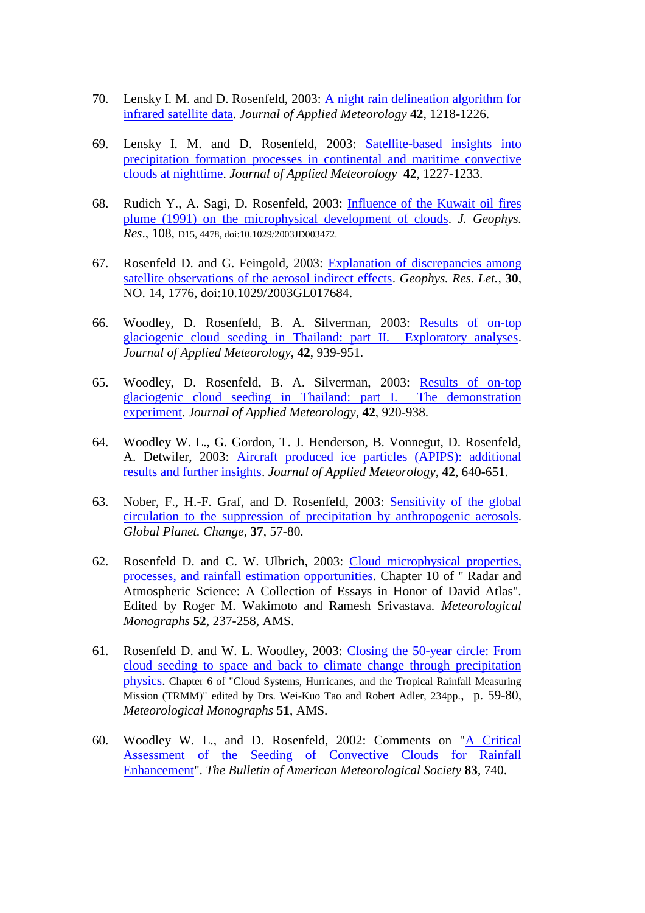70. Lensky I. M. and D. Rosenfeld, 2003: A night rain delineation algorithm for infrared satellite data. *Journal of Applied Meteorology* **42**, 1218-1226.

69. Lensky I. M. and D. Rosenfeld, 2003: Satellite-based insights into precipitation formation processes in continental and maritime convective clouds at nighttime. *Journal of Applied Meteorology* **42**, 1227-1233.

68. Rudich Y., A. Sagi, D. Rosenfeld, 2003: Influence of the Kuwait oil fires plume (1991) on the microphysical development of clouds. *J. Geophys. Res*., 108, D15, 4478, doi:10.1029/2003JD003472.

67. Rosenfeld D. and G. Feingold, 2003: Explanation of discrepancies among satellite observations of the aerosol indirect effects. *Geophys. Res. Let.*, **30**, NO. 14, 1776, doi:10.1029/2003GL017684.

66. Woodley, D. Rosenfeld, B. A. Silverman, 2003: Results of on-top glaciogenic cloud seeding in Thailand: part II. Exploratory analyses. *Journal of Applied Meteorology*, **42**, 939-951.

65. Woodley, D. Rosenfeld, B. A. Silverman, 2003: Results of on-top glaciogenic cloud seeding in Thailand: part I. The demonstration experiment. *Journal of Applied Meteorology*, **42**, 920-938.

64. Woodley W. L., G. Gordon, T. J. Henderson, B. Vonnegut, D. Rosenfeld, A. Detwiler, 2003: Aircraft produced ice particles (APIPS): additional results and further insights. *Journal of Applied Meteorology*, **42**, 640-651.

63. Nober, F., H.-F. Graf, and D. Rosenfeld, 2003: Sensitivity of the global circulation to the suppression of precipitation by anthropogenic aerosols. *Global Planet. Change*, **37**, 57-80.

62. Rosenfeld D. and C. W. Ulbrich, 2003: Cloud microphysical properties, processes, and rainfall estimation opportunities. Chapter 10 of " Radar and Atmospheric Science: A Collection of Essays in Honor of David Atlas". Edited by Roger M. Wakimoto and Ramesh Srivastava. *Meteorological Monographs* **52**, 237-258, AMS.

61. Rosenfeld D. and W. L. Woodley, 2003: Closing the 50-year circle: From cloud seeding to space and back to climate change through precipitation physics. Chapter 6 of "Cloud Systems, Hurricanes, and the Tropical Rainfall Measuring Mission (TRMM)" edited by Drs. Wei-Kuo Tao and Robert Adler, 234pp., p. 59-80, *Meteorological Monographs* **51**, AMS.

60. Woodley W. L., and D. Rosenfeld, 2002: Comments on "A Critical Assessment of the Seeding of Convective Clouds for Rainfall Enhancement". *The Bulletin of American Meteorological Society* **83**, 740.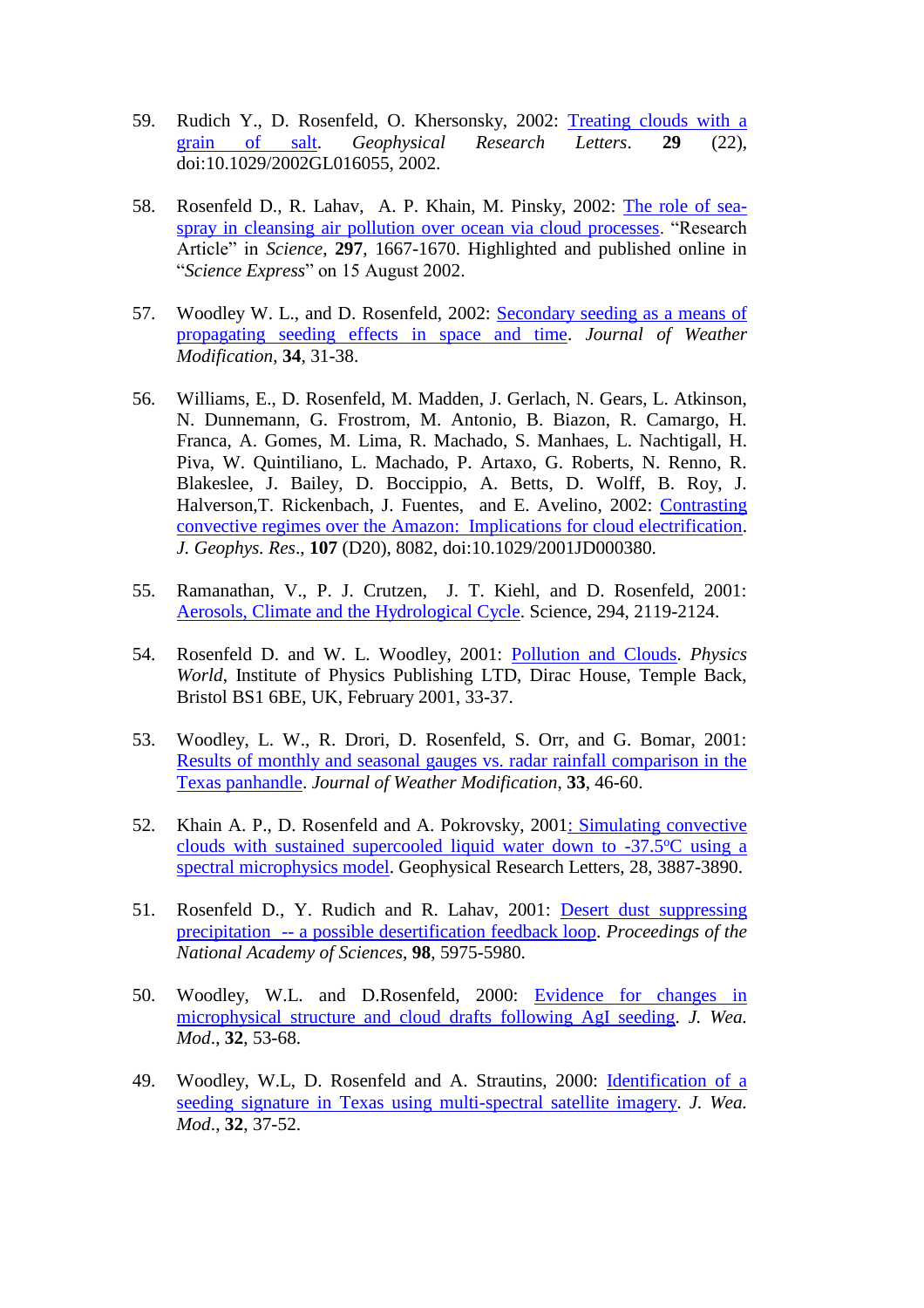59. Rudich Y., D. Rosenfeld, O. Khersonsky, 2002: Treating clouds with a grain of salt. *Geophysical Research Letters*. **29** (22), doi:10.1029/2002GL016055, 2002.

58. Rosenfeld D., R. Lahav, A. P. Khain, M. Pinsky, 2002: The role of sea-spray in cleansing air pollution over ocean via cloud processes. "Research Article" in *Science*, **297**, 1667-1670. Highlighted and published online in "*Science Express*" on 15 August 2002.

57. Woodley W. L., and D. Rosenfeld, 2002: Secondary seeding as a means of propagating seeding effects in space and time. *Journal of Weather Modification*, **34**, 31-38.

56. Williams, E., D. Rosenfeld, M. Madden, J. Gerlach, N. Gears, L. Atkinson, N. Dunnemann, G. Frostrom, M. Antonio, B. Biazon, R. Camargo, H. Franca, A. Gomes, M. Lima, R. Machado, S. Manhaes, L. Nachtigall, H. Piva, W. Quintiliano, L. Machado, P. Artaxo, G. Roberts, N. Renno, R. Blakeslee, J. Bailey, D. Boccippio, A. Betts, D. Wolff, B. Roy, J. Halverson,T. Rickenbach, J. Fuentes, and E. Avelino, 2002: Contrasting convective regimes over the Amazon: Implications for cloud electrification. *J. Geophys. Res*., **107** (D20), 8082, doi:10.1029/2001JD000380.

55. Ramanathan, V., P. J. Crutzen, J. T. Kiehl, and D. Rosenfeld, 2001: Aerosols, Climate and the Hydrological Cycle. Science, 294, 2119-2124.

54. Rosenfeld D. and W. L. Woodley, 2001: Pollution and Clouds. *Physics World*, Institute of Physics Publishing LTD, Dirac House, Temple Back, Bristol BS1 6BE, UK, February 2001, 33-37.

53. Woodley, L. W., R. Drori, D. Rosenfeld, S. Orr, and G. Bomar, 2001: Results of monthly and seasonal gauges vs. radar rainfall comparison in the Texas panhandle. *Journal of Weather Modification*, **33**, 46-60.

52. Khain A. P., D. Rosenfeld and A. Pokrovsky, 2001: Simulating convective clouds with sustained supercooled liquid water down to -37.5°C using a spectral microphysics model. Geophysical Research Letters, 28, 3887-3890.

51. Rosenfeld D., Y. Rudich and R. Lahav, 2001: Desert dust suppressing precipitation -- a possible desertification feedback loop. *Proceedings of the National Academy of Sciences*, **98**, 5975-5980.

50. Woodley, W.L. and D.Rosenfeld, 2000: Evidence for changes in microphysical structure and cloud drafts following AgI seeding. *J. Wea. Mod*., **32**, 53-68.

49. Woodley, W.L, D. Rosenfeld and A. Strautins, 2000: Identification of a seeding signature in Texas using multi-spectral satellite imagery. *J. Wea. Mod*., **32**, 37-52.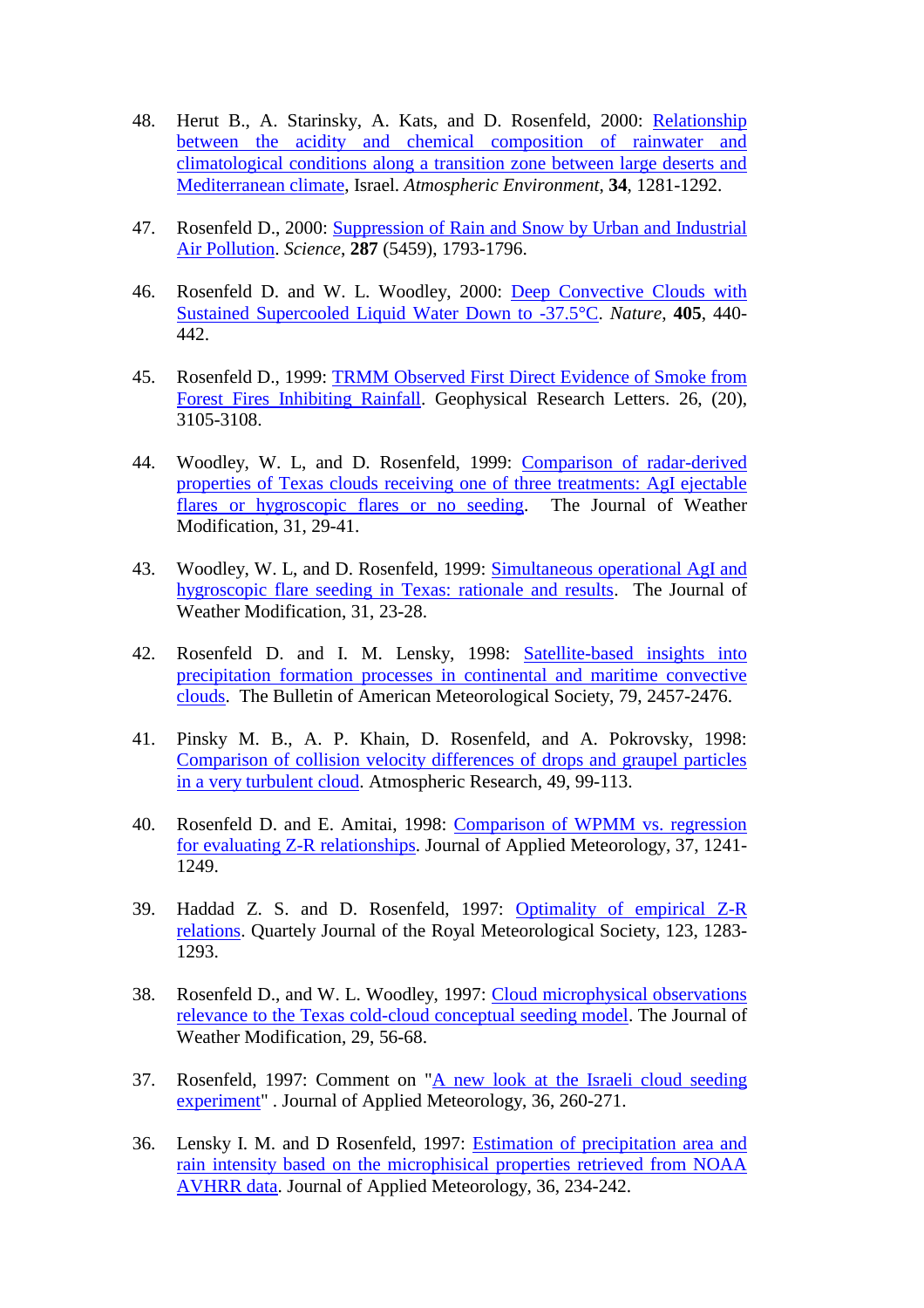48. Herut B., A. Starinsky, A. Kats, and D. Rosenfeld, 2000: Relationship between the acidity and chemical composition of rainwater and climatological conditions along a transition zone between large deserts and Mediterranean climate, Israel. *Atmospheric Environment*, **34**, 1281-1292.

47. Rosenfeld D., 2000: Suppression of Rain and Snow by Urban and Industrial Air Pollution. *Science*, **287** (5459), 1793-1796.

46. Rosenfeld D. and W. L. Woodley, 2000: Deep Convective Clouds with Sustained Supercooled Liquid Water Down to -37.5°C. *Nature*, **405**, 440-442.

45. Rosenfeld D., 1999: TRMM Observed First Direct Evidence of Smoke from Forest Fires Inhibiting Rainfall. Geophysical Research Letters. 26, (20), 3105-3108.

44. Woodley, W. L, and D. Rosenfeld, 1999: Comparison of radar-derived properties of Texas clouds receiving one of three treatments: AgI ejectable flares or hygroscopic flares or no seeding. The Journal of Weather Modification, 31, 29-41.

43. Woodley, W. L, and D. Rosenfeld, 1999: Simultaneous operational AgI and hygroscopic flare seeding in Texas: rationale and results. The Journal of Weather Modification, 31, 23-28.

42. Rosenfeld D. and I. M. Lensky, 1998: Satellite-based insights into precipitation formation processes in continental and maritime convective clouds. The Bulletin of American Meteorological Society, 79, 2457-2476.

41. Pinsky M. B., A. P. Khain, D. Rosenfeld, and A. Pokrovsky, 1998: Comparison of collision velocity differences of drops and graupel particles in a very turbulent cloud. Atmospheric Research, 49, 99-113.

40. Rosenfeld D. and E. Amitai, 1998: Comparison of WPMM vs. regression for evaluating Z-R relationships. Journal of Applied Meteorology, 37, 1241-1249.

39. Haddad Z. S. and D. Rosenfeld, 1997: Optimality of empirical Z-R relations. Quartely Journal of the Royal Meteorological Society, 123, 1283-1293.

38. Rosenfeld D., and W. L. Woodley, 1997: Cloud microphysical observations relevance to the Texas cold-cloud conceptual seeding model. The Journal of Weather Modification, 29, 56-68.

37. Rosenfeld, 1997: Comment on "A new look at the Israeli cloud seeding experiment" . Journal of Applied Meteorology, 36, 260-271.

36. Lensky I. M. and D Rosenfeld, 1997: Estimation of precipitation area and rain intensity based on the microphisical properties retrieved from NOAA AVHRR data. Journal of Applied Meteorology, 36, 234-242.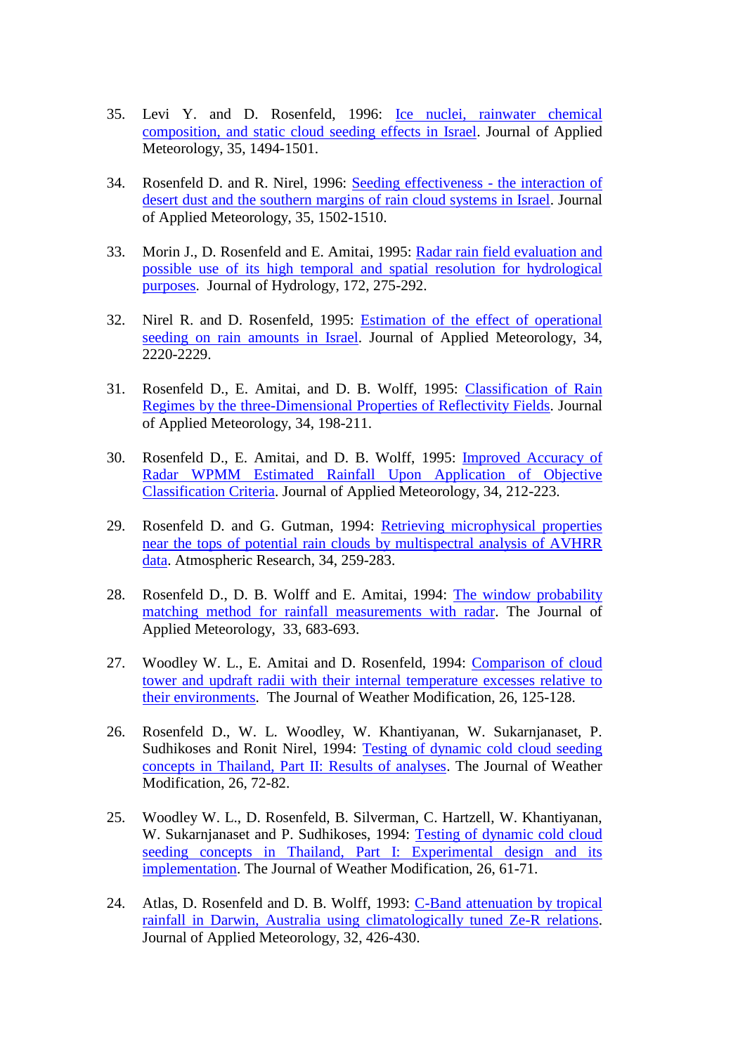35. Levi Y. and D. Rosenfeld, 1996: Ice nuclei, rainwater chemical composition, and static cloud seeding effects in Israel. Journal of Applied Meteorology, 35, 1494-1501.

34. Rosenfeld D. and R. Nirel, 1996: Seeding effectiveness - the interaction of desert dust and the southern margins of rain cloud systems in Israel. Journal of Applied Meteorology, 35, 1502-1510.

33. Morin J., D. Rosenfeld and E. Amitai, 1995: Radar rain field evaluation and possible use of its high temporal and spatial resolution for hydrological purposes. Journal of Hydrology, 172, 275-292.

32. Nirel R. and D. Rosenfeld, 1995: Estimation of the effect of operational seeding on rain amounts in Israel. Journal of Applied Meteorology, 34, 2220-2229.

31. Rosenfeld D., E. Amitai, and D. B. Wolff, 1995: Classification of Rain Regimes by the three-Dimensional Properties of Reflectivity Fields. Journal of Applied Meteorology, 34, 198-211.

30. Rosenfeld D., E. Amitai, and D. B. Wolff, 1995: Improved Accuracy of Radar WPMM Estimated Rainfall Upon Application of Objective Classification Criteria. Journal of Applied Meteorology, 34, 212-223.

29. Rosenfeld D. and G. Gutman, 1994: Retrieving microphysical properties near the tops of potential rain clouds by multispectral analysis of AVHRR data. Atmospheric Research, 34, 259-283.

28. Rosenfeld D., D. B. Wolff and E. Amitai, 1994: The window probability matching method for rainfall measurements with radar. The Journal of Applied Meteorology, 33, 683-693.

27. Woodley W. L., E. Amitai and D. Rosenfeld, 1994: Comparison of cloud tower and updraft radii with their internal temperature excesses relative to their environments. The Journal of Weather Modification, 26, 125-128.

26. Rosenfeld D., W. L. Woodley, W. Khantiyanan, W. Sukarnjanaset, P. Sudhikoses and Ronit Nirel, 1994: Testing of dynamic cold cloud seeding concepts in Thailand, Part II: Results of analyses. The Journal of Weather Modification, 26, 72-82.

25. Woodley W. L., D. Rosenfeld, B. Silverman, C. Hartzell, W. Khantiyanan, W. Sukarnjanaset and P. Sudhikoses, 1994: Testing of dynamic cold cloud seeding concepts in Thailand, Part I: Experimental design and its implementation. The Journal of Weather Modification, 26, 61-71.

24. Atlas, D. Rosenfeld and D. B. Wolff, 1993: C-Band attenuation by tropical rainfall in Darwin, Australia using climatologically tuned Ze-R relations. Journal of Applied Meteorology, 32, 426-430.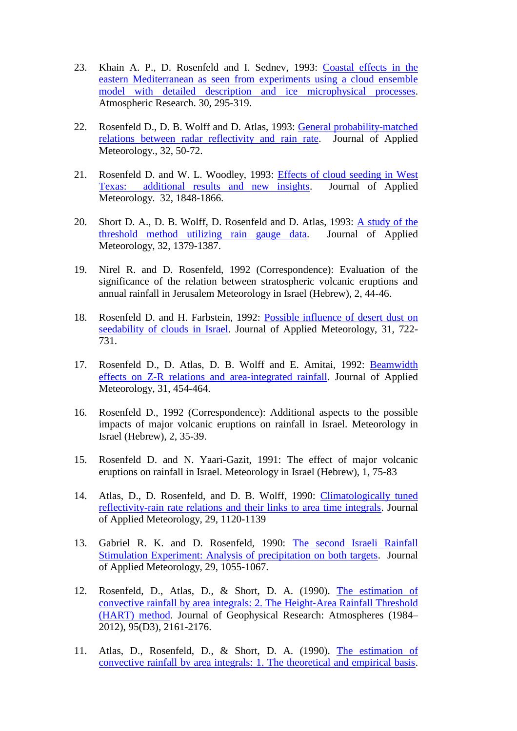23. Khain A. P., D. Rosenfeld and I. Sednev, 1993: Coastal effects in the eastern Mediterranean as seen from experiments using a cloud ensemble model with detailed description and ice microphysical processes. Atmospheric Research. 30, 295-319.

22. Rosenfeld D., D. B. Wolff and D. Atlas, 1993: General probability-matched relations between radar reflectivity and rain rate. Journal of Applied Meteorology., 32, 50-72.

21. Rosenfeld D. and W. L. Woodley, 1993: Effects of cloud seeding in West Texas: additional results and new insights. Journal of Applied Meteorology. 32, 1848-1866.

20. Short D. A., D. B. Wolff, D. Rosenfeld and D. Atlas, 1993: A study of the threshold method utilizing rain gauge data. Journal of Applied Meteorology, 32, 1379-1387.

19. Nirel R. and D. Rosenfeld, 1992 (Correspondence): Evaluation of the significance of the relation between stratospheric volcanic eruptions and annual rainfall in Jerusalem Meteorology in Israel (Hebrew), 2, 44-46.

18. Rosenfeld D. and H. Farbstein, 1992: Possible influence of desert dust on seedability of clouds in Israel. Journal of Applied Meteorology, 31, 722-731.

17. Rosenfeld D., D. Atlas, D. B. Wolff and E. Amitai, 1992: Beamwidth effects on Z-R relations and area-integrated rainfall. Journal of Applied Meteorology, 31, 454-464.

16. Rosenfeld D., 1992 (Correspondence): Additional aspects to the possible impacts of major volcanic eruptions on rainfall in Israel. Meteorology in Israel (Hebrew), 2, 35-39.

15. Rosenfeld D. and N. Yaari-Gazit, 1991: The effect of major volcanic eruptions on rainfall in Israel. Meteorology in Israel (Hebrew), 1, 75-83

14. Atlas, D., D. Rosenfeld, and D. B. Wolff, 1990: Climatologically tuned reflectivity-rain rate relations and their links to area time integrals. Journal of Applied Meteorology, 29, 1120-1139

13. Gabriel R. K. and D. Rosenfeld, 1990: The second Israeli Rainfall Stimulation Experiment: Analysis of precipitation on both targets. Journal of Applied Meteorology, 29, 1055-1067.

12. Rosenfeld, D., Atlas, D., & Short, D. A. (1990). The estimation of convective rainfall by area integrals: 2. The Height-Area Rainfall Threshold (HART) method. Journal of Geophysical Research: Atmospheres (1984–2012), 95(D3), 2161-2176.

11. Atlas, D., Rosenfeld, D., & Short, D. A. (1990). The estimation of convective rainfall by area integrals: 1. The theoretical and empirical basis.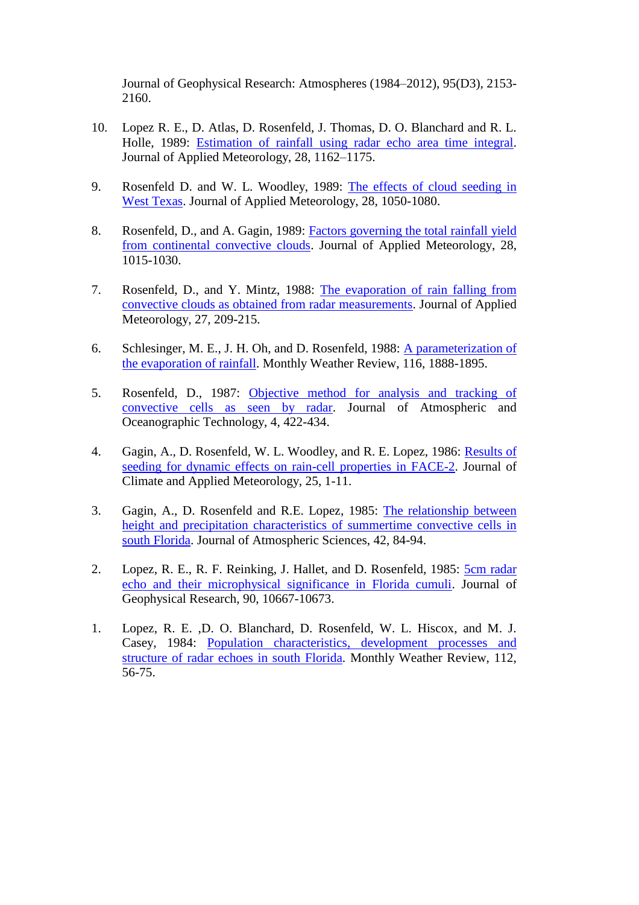Journal of Geophysical Research: Atmospheres (1984–2012), 95(D3), 2153-2160.

10. Lopez R. E., D. Atlas, D. Rosenfeld, J. Thomas, D. O. Blanchard and R. L. Holle, 1989: Estimation of rainfall using radar echo area time integral. Journal of Applied Meteorology, 28, 1162–1175.

9. Rosenfeld D. and W. L. Woodley, 1989: The effects of cloud seeding in West Texas. Journal of Applied Meteorology, 28, 1050-1080.

8. Rosenfeld, D., and A. Gagin, 1989: Factors governing the total rainfall yield from continental convective clouds. Journal of Applied Meteorology, 28, 1015-1030.

7. Rosenfeld, D., and Y. Mintz, 1988: The evaporation of rain falling from convective clouds as obtained from radar measurements. Journal of Applied Meteorology, 27, 209-215.

6. Schlesinger, M. E., J. H. Oh, and D. Rosenfeld, 1988: A parameterization of the evaporation of rainfall. Monthly Weather Review, 116, 1888-1895.

5. Rosenfeld, D., 1987: Objective method for analysis and tracking of convective cells as seen by radar. Journal of Atmospheric and Oceanographic Technology, 4, 422-434.

4. Gagin, A., D. Rosenfeld, W. L. Woodley, and R. E. Lopez, 1986: Results of seeding for dynamic effects on rain-cell properties in FACE-2. Journal of Climate and Applied Meteorology, 25, 1-11.

3. Gagin, A., D. Rosenfeld and R.E. Lopez, 1985: The relationship between height and precipitation characteristics of summertime convective cells in south Florida. Journal of Atmospheric Sciences, 42, 84-94.

2. Lopez, R. E., R. F. Reinking, J. Hallet, and D. Rosenfeld, 1985: 5cm radar echo and their microphysical significance in Florida cumuli. Journal of Geophysical Research, 90, 10667-10673.

1. Lopez, R. E. ,D. O. Blanchard, D. Rosenfeld, W. L. Hiscox, and M. J. Casey, 1984: Population characteristics, development processes and structure of radar echoes in south Florida. Monthly Weather Review, 112, 56-75.